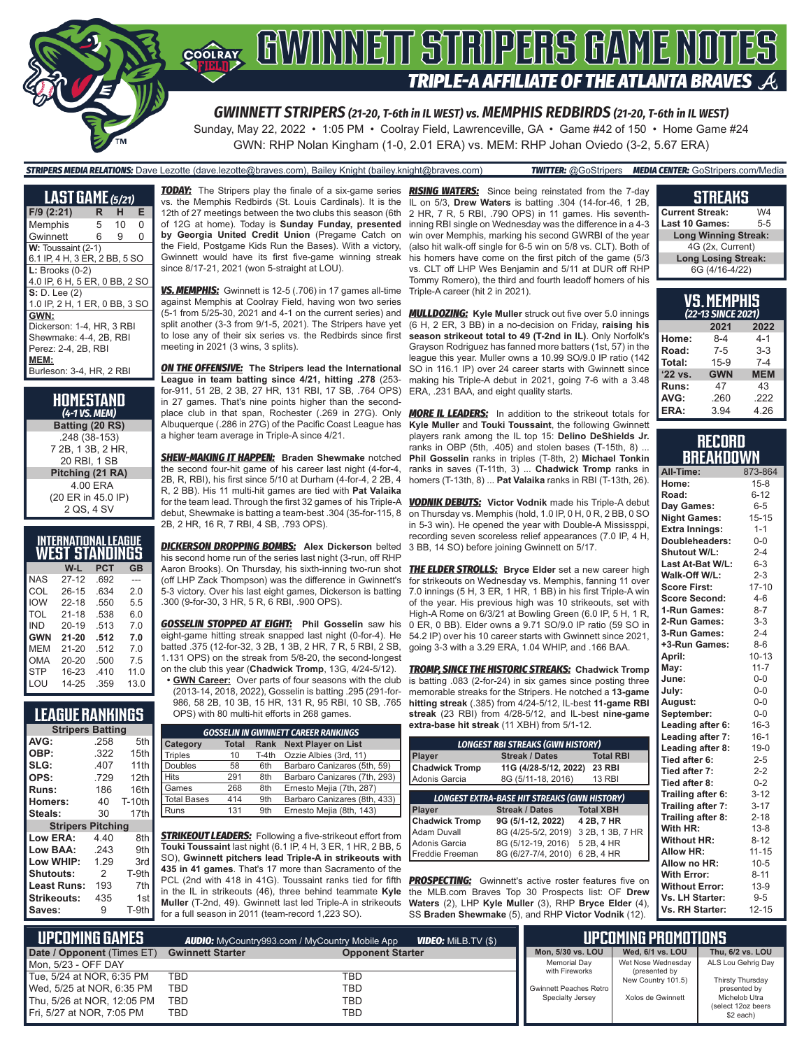# GWINNETT STRIPERS GAME NOTES

## TRIPLE-A AFFILIATE OF THE ATLANTA BRAVES

### GWINNETT STRIPERS (21-20, T-6th in IL WEST) vs. MEMPHIS REDBIRDS (21-20, T-6th in IL WEST)

Sunday, May 22, 2022 • 1:05 PM • Coolray Field, Lawrenceville, GA • Game #42 of 150 • Home Game #24

GWN: RHP Nolan Kingham (1-0, 2.01 ERA) vs. MEM: RHP Johan Oviedo (3-2, 5.67 ERA)

**STRIPERS MEDIA RELATIONS:** Dave Lezotte (dave.lezotte@braves.com), Bailey Knight (bailey.knight@braves.com) **TWITTER:** @GoStripers **MEDIA CENTER:** GoStripers.com/Media

## LAST GAME (5/21)

| F/9 (2:21) | R | H | E |
|---|---|---|---|
| Memphis | 5 | 10 | 0 |
| Gwinnett | 6 | 9 | 0 |

**W:** Toussaint (2-1)
6.1 IP, 4 H, 3 ER, 2 BB, 5 SO

**L:** Brooks (0-2)
4.0 IP, 6 H, 5 ER, 0 BB, 2 SO

**S:** D. Lee (2)
1.0 IP, 2 H, 1 ER, 0 BB, 3 SO

**GWN:**
Dickerson: 1-4, HR, 3 RBI
Shewmake: 4-4, 2B, RBI
Perez: 2-4, 2B, RBI

**MEM:**
Burleson: 3-4, HR, 2 RBI

## HOMESTAND (4-1 VS. MEM)

**Batting (20 RS)**
.248 (38-153)
7 2B, 1 3B, 2 HR,
20 RBI, 1 SB

**Pitching (21 RA)**
4.00 ERA
(20 ER in 45.0 IP)
2 QS, 4 SV

## INTERNATIONAL LEAGUE WEST STANDINGS

| | W-L | PCT | GB |
|---|---|---|---|
| NAS | 27-12 | .692 | --- |
| COL | 26-15 | .634 | 2.0 |
| IOW | 22-18 | .550 | 5.5 |
| TOL | 21-18 | .538 | 6.0 |
| IND | 20-19 | .513 | 7.0 |
| **GWN** | **21-20** | **.512** | **7.0** |
| MEM | 21-20 | .512 | 7.0 |
| OMA | 20-20 | .500 | 7.5 |
| STP | 16-23 | .410 | 11.0 |
| LOU | 14-25 | .359 | 13.0 |

## LEAGUE RANKINGS

| Stripers Batting | | |
|---|---|---|
| AVG: | .258 | 5th |
| OBP: | .322 | 15th |
| SLG: | .407 | 11th |
| OPS: | .729 | 12th |
| Runs: | 186 | 16th |
| Homers: | 40 | T-10th |
| Steals: | 30 | 17th |
| **Stripers Pitching** | | |
| Low ERA: | 4.40 | 8th |
| Low BAA: | .243 | 9th |
| Low WHIP: | 1.29 | 3rd |
| Shutouts: | 2 | T-9th |
| Least Runs: | 193 | 7th |
| Strikeouts: | 435 | 1st |
| Saves: | 9 | T-9th |

***TODAY:*** The Stripers play the finale of a six-game series vs. the Memphis Redbirds (St. Louis Cardinals). It is the 12th of 27 meetings between the two clubs this season (6th of 12G at home). Today is **Sunday Funday, presented by Georgia United Credit Union** (Pregame Catch on the Field, Postgame Kids Run the Bases). With a victory, Gwinnett would have its first five-game winning streak since 8/17-21, 2021 (won 5-straight at LOU).

***VS. MEMPHIS:*** Gwinnett is 12-5 (.706) in 17 games all-time against Memphis at Coolray Field, having won two series (5-1 from 5/25-30, 2021 and 4-1 on the current series) and split another (3-3 from 9/1-5, 2021). The Stripers have yet to lose any of their six series vs. the Redbirds since first meeting in 2021 (3 wins, 3 splits).

***ON THE OFFENSIVE:*** **The Stripers lead the International League in team batting since 4/21, hitting .278** (253-for-911, 51 2B, 2 3B, 27 HR, 131 RBI, 17 SB, .764 OPS) in 27 games. That's nine points higher than the second-place club in that span, Rochester (.269 in 27G). Only Albuquerque (.286 in 27G) of the Pacific Coast League has a higher team average in Triple-A since 4/21.

***SHEW-MAKING IT HAPPEN:*** **Braden Shewmake** notched the second four-hit game of his career last night (4-for-4, 2B, R, RBI), his first since 5/10 at Durham (4-for-4, 2 2B, 4 R, 2 BB). His 11 multi-hit games are tied with **Pat Valaika** for the team lead. Through the first 32 games of his Triple-A debut, Shewmake is batting a team-best .304 (35-for-115, 8 2B, 2 HR, 16 R, 7 RBI, 4 SB, .793 OPS).

***DICKERSON DROPPING BOMBS:*** **Alex Dickerson** belted his second home run of the series last night (3-run, off RHP Aaron Brooks). On Thursday, his sixth-inning two-run shot (off LHP Zack Thompson) was the difference in Gwinnett's 5-3 victory. Over his last eight games, Dickerson is batting .300 (9-for-30, 3 HR, 5 R, 6 RBI, .900 OPS).

***GOSSELIN STOPPED AT EIGHT:*** **Phil Gosselin** saw his eight-game hitting streak snapped last night (0-for-4). He batted .375 (12-for-32, 3 2B, 1 3B, 2 HR, 7 R, 5 RBI, 2 SB, 1.131 OPS) on the streak from 5/8-20, the second-longest on the club this year (**Chadwick Tromp**, 13G, 4/24-5/12).

- **GWN Career:** Over parts of four seasons with the club (2013-14, 2018, 2022), Gosselin is batting .295 (291-for-986, 58 2B, 10 3B, 15 HR, 131 R, 95 RBI, 10 SB, .765 OPS) with 80 multi-hit efforts in 268 games.

| GOSSELIN IN GWINNETT CAREER RANKINGS | | | |
|---|---|---|---|
| **Category** | **Total** | **Rank** | **Next Player on List** |
| Triples | 10 | T-4th | Ozzie Albies (3rd, 11) |
| Doubles | 58 | 6th | Barbaro Canizares (5th, 59) |
| Hits | 291 | 8th | Barbaro Canizares (7th, 293) |
| Games | 268 | 8th | Ernesto Mejia (7th, 287) |
| Total Bases | 414 | 9th | Barbaro Canizares (8th, 433) |
| Runs | 131 | 9th | Ernesto Mejia (8th, 143) |

***STRIKEOUT LEADERS:*** Following a five-strikeout effort from **Touki Toussaint** last night (6.1 IP, 4 H, 3 ER, 1 HR, 2 BB, 5 SO), **Gwinnett pitchers lead Triple-A in strikeouts with 435 in 41 games**. That's 17 more than Sacramento of the PCL (2nd with 418 in 41G). Toussaint ranks tied for fifth in the IL in strikeouts (46), three behind teammate **Kyle Muller** (T-2nd, 49). Gwinnett last led Triple-A in strikeouts for a full season in 2011 (team-record 1,223 SO).

***RISING WATERS:*** Since being reinstated from the 7-day IL on 5/3, **Drew Waters** is batting .304 (14-for-46, 1 2B, 2 HR, 7 R, 5 RBI, .790 OPS) in 11 games. His seventh-inning RBI single on Wednesday was the difference in a 4-3 win over Memphis, marking his second GWRBI of the year (also hit walk-off single for 6-5 win on 5/8 vs. CLT). Both of his homers have come on the first pitch of the game (5/3 vs. CLT off LHP Wes Benjamin and 5/11 at DUR off RHP Tommy Romero), the third and fourth leadoff homers of his Triple-A career (hit 2 in 2021).

***MULLDOZING:*** **Kyle Muller** struck out five over 5.0 innings (6 H, 2 ER, 3 BB) in a no-decision on Friday, **raising his season strikeout total to 49 (T-2nd in IL)**. Only Norfolk's Grayson Rodriguez has fanned more batters (1st, 57) in the league this year. Muller owns a 10.99 SO/9.0 IP ratio (142 SO in 116.1 IP) over 24 career starts with Gwinnett since making his Triple-A debut in 2021, going 7-6 with a 3.48 ERA, .231 BAA, and eight quality starts.

***MORE IL LEADERS:*** In addition to the strikeout totals for **Kyle Muller** and **Touki Toussaint**, the following Gwinnett players rank among the IL top 15: **Delino DeShields Jr.** ranks in OBP (5th, .405) and stolen bases (T-15th, 8) ... **Phil Gosselin** ranks in triples (T-8th, 2) **Michael Tonkin** ranks in saves (T-11th, 3) ... **Chadwick Tromp** ranks in homers (T-13th, 8) ... **Pat Valaika** ranks in RBI (T-13th, 26).

***VODNIK DEBUTS:*** **Victor Vodnik** made his Triple-A debut on Thursday vs. Memphis (hold, 1.0 IP, 0 H, 0 R, 2 BB, 0 SO in 5-3 win). He opened the year with Double-A Mississppi, recording seven scoreless relief appearances (7.0 IP, 4 H, 3 BB, 14 SO) before joining Gwinnett on 5/17.

***THE ELDER STROLLS:*** **Bryce Elder** set a new career high for strikeouts on Wednesday vs. Memphis, fanning 11 over 7.0 innings (5 H, 3 ER, 1 HR, 1 BB) in his first Triple-A win of the year. His previous high was 10 strikeouts, set with High-A Rome on 6/3/21 at Bowling Green (6.0 IP, 5 H, 1 R, 0 ER, 0 BB). Elder owns a 9.71 SO/9.0 IP ratio (59 SO in 54.2 IP) over his 10 career starts with Gwinnett since 2021, going 3-3 with a 3.29 ERA, 1.04 WHIP, and .166 BAA.

***TROMP, SINCE THE HISTORIC STREAKS:*** **Chadwick Tromp** is batting .083 (2-for-24) in six games since posting three memorable streaks for the Stripers. He notched a **13-game hitting streak** (.385) from 4/24-5/12, IL-best **11-game RBI streak** (23 RBI) from 4/28-5/12, and IL-best **nine-game extra-base hit streak** (11 XBH) from 5/1-12.

| LONGEST RBI STREAKS (GWN HISTORY) | | |
|---|---|---|
| **Player** | **Streak / Dates** | **Total RBI** |
| **Chadwick Tromp** | **11G (4/28-5/12, 2022)** | **23 RBI** |
| Adonis Garcia | 8G (5/11-18, 2016) | 13 RBI |

| LONGEST EXTRA-BASE HIT STREAKS (GWN HISTORY) | | |
|---|---|---|
| **Player** | **Streak / Dates** | **Total XBH** |
| **Chadwick Tromp** | **9G (5/1-12, 2022)** | **4 2B, 7 HR** |
| Adam Duvall | 8G (4/25-5/2, 2019) | 3 2B, 1 3B, 7 HR |
| Adonis Garcia | 8G (5/12-19, 2016) | 5 2B, 4 HR |
| Freddie Freeman | 8G (6/27-7/4, 2010) | 6 2B, 4 HR |

***PROSPECTING:*** Gwinnett's active roster features five on the MLB.com Braves Top 30 Prospects list: OF **Drew Waters** (2), LHP **Kyle Muller** (3), RHP **Bryce Elder** (4), SS **Braden Shewmake** (5), and RHP **Victor Vodnik** (12).

## STREAKS

| | |
|---|---|
| Current Streak: | W4 |
| Last 10 Games: | 5-5 |

**Long Winning Streak:**
4G (2x, Current)

**Long Losing Streak:**
6G (4/16-4/22)

## VS. MEMPHIS (22-13 SINCE 2021)

| | 2021 | 2022 |
|---|---|---|
| Home: | 8-4 | 4-1 |
| Road: | 7-5 | 3-3 |
| Total: | 15-9 | 7-4 |
| '22 vs. | GWN | MEM |
| Runs: | 47 | 43 |
| AVG: | .260 | .222 |
| ERA: | 3.94 | 4.26 |

## RECORD BREAKDOWN

| | |
|---|---|
| All-Time: | 873-864 |
| Home: | 15-8 |
| Road: | 6-12 |
| Day Games: | 6-5 |
| Night Games: | 15-15 |
| Extra Innings: | 1-1 |
| Doubleheaders: | 0-0 |
| Shutout W/L: | 2-4 |
| Last At-Bat W/L: | 6-3 |
| Walk-Off W/L: | 2-3 |
| Score First: | 17-10 |
| Score Second: | 4-6 |
| 1-Run Games: | 8-7 |
| 2-Run Games: | 3-3 |
| 3-Run Games: | 2-4 |
| +3-Run Games: | 8-6 |
| April: | 10-13 |
| May: | 11-7 |
| June: | 0-0 |
| July: | 0-0 |
| August: | 0-0 |
| September: | 0-0 |
| Leading after 6: | 16-3 |
| Leading after 7: | 16-1 |
| Leading after 8: | 19-0 |
| Tied after 6: | 2-5 |
| Tied after 7: | 2-2 |
| Tied after 8: | 0-2 |
| Trailing after 6: | 3-12 |
| Trailing after 7: | 3-17 |
| Trailing after 8: | 2-18 |
| With HR: | 13-8 |
| Without HR: | 8-12 |
| Allow HR: | 11-15 |
| Allow no HR: | 10-5 |
| With Error: | 8-11 |
| Without Error: | 13-9 |
| Vs. LH Starter: | 9-5 |
| Vs. RH Starter: | 12-15 |

## UPCOMING GAMES

**AUDIO:** MyCountry993.com / MyCountry Mobile App **VIDEO:** MiLB.TV ($)

| Date / Opponent (Times ET) | Gwinnett Starter | Opponent Starter |
|---|---|---|
| Mon, 5/23 - OFF DAY | | |
| Tue, 5/24 at NOR, 6:35 PM | TBD | TBD |
| Wed, 5/25 at NOR, 6:35 PM | TBD | TBD |
| Thu, 5/26 at NOR, 12:05 PM | TBD | TBD |
| Fri, 5/27 at NOR, 7:05 PM | TBD | TBD |

## UPCOMING PROMOTIONS

| Mon, 5/30 vs. LOU | Wed, 6/1 vs. LOU | Thu, 6/2 vs. LOU |
|---|---|---|
| Memorial Day with Fireworks | Wet Nose Wednesday (presented by New Country 101.5) | ALS Lou Gehrig Day |
| Gwinnett Peaches Retro Specialty Jersey | Xolos de Gwinnett | Thirsty Thursday presented by Michelob Utra (select 12oz beers $2 each) |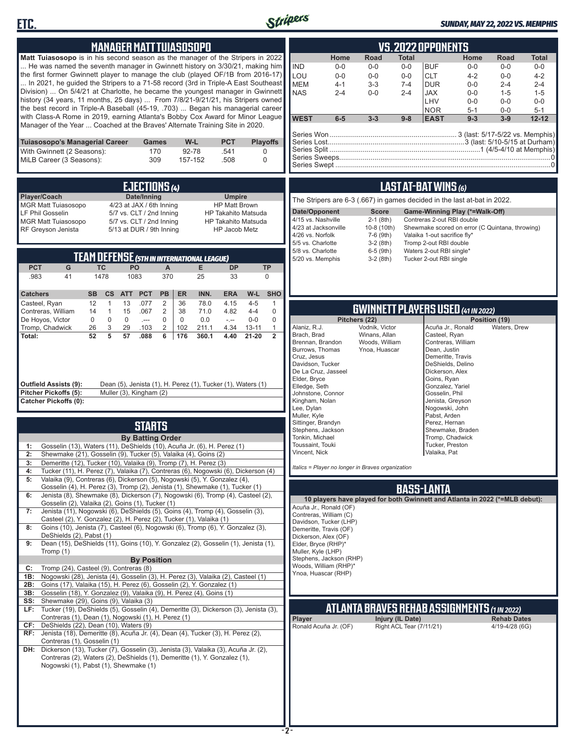## MANAGER MATT TUIASOSOPO

**Matt Tuiasosopo** is in his second season as the manager of the Stripers in 2022 ... He was named the seventh manager in Gwinnett history on 3/30/21, making him the first former Gwinnett player to manage the club (played OF/1B from 2016-17) ... In 2021, he guided the Stripers to a 71-58 record (3rd in Triple-A East Southeast Division) ... On 5/4/21 at Charlotte, he became the youngest manager in Gwinnett history (34 years, 11 months, 25 days) ... From 7/8/21-9/21/21, his Stripers owned the best record in Triple-A Baseball (45-19, .703) ... Began his managerial career with Class-A Rome in 2019, earning Atlanta's Bobby Cox Award for Minor League Manager of the Year ... Coached at the Braves' Alternate Training Site in 2020.

| Tuiasosopo's Managerial Career | Games | W-L | PCT | Playoffs |
|---|---|---|---|---|
| With Gwinnett (2 Seasons): | 170 | 92-78 | .541 | 0 |
| MiLB Career (3 Seasons): | 309 | 157-152 | .508 | 0 |

## EJECTIONS (4)

| Player/Coach | Date/Inning | Umpire |
|---|---|---|
| MGR Matt Tuiasosopo | 4/23 at JAX / 6th Inning | HP Matt Brown |
| LF Phil Gosselin | 5/7 vs. CLT / 2nd Inning | HP Takahito Matsuda |
| MGR Matt Tuiasosopo | 5/7 vs. CLT / 2nd Inning | HP Takahito Matsuda |
| RF Greyson Jenista | 5/13 at DUR / 9th Inning | HP Jacob Metz |

## TEAM DEFENSE (5TH IN INTERNATIONAL LEAGUE)

| PCT | G | TC | PO | A | E | DP | TP |
|---|---|---|---|---|---|---|---|
| .983 | 41 | 1478 | 1083 | 370 | 25 | 33 | 0 |

| Catchers | SB | CS | ATT | PCT | PB | ER | INN. | ERA | W-L | SHO |
|---|---|---|---|---|---|---|---|---|---|---|
| Casteel, Ryan | 12 | 1 | 13 | .077 | 2 | 36 | 78.0 | 4.15 | 4-5 | 1 |
| Contreras, William | 14 | 1 | 15 | .067 | 2 | 38 | 71.0 | 4.82 | 4-4 | 0 |
| De Hoyos, Victor | 0 | 0 | 0 | .--- | 0 | 0 | 0.0 | -.-- | 0-0 | 0 |
| Tromp, Chadwick | 26 | 3 | 29 | .103 | 2 | 102 | 211.1 | 4.34 | 13-11 | 1 |
| **Total:** | **52** | **5** | **57** | **.088** | **6** | **176** | **360.1** | **4.40** | **21-20** | **2** |

**Outfield Assists (9):** Dean (5), Jenista (1), H. Perez (1), Tucker (1), Waters (1)
**Pitcher Pickoffs (5):** Muller (3), Kingham (2)
**Catcher Pickoffs (0):**

## STARTS

**By Batting Order**

| | |
|---|---|
| 1: | Gosselin (13), Waters (11), DeShields (10), Acuña Jr. (6), H. Perez (1) |
| 2: | Shewmake (21), Gosselin (9), Tucker (5), Valaika (4), Goins (2) |
| 3: | Demeritte (12), Tucker (10), Valaika (9), Tromp (7), H. Perez (3) |
| 4: | Tucker (11), H. Perez (7), Valaika (7), Contreras (6), Nogowski (6), Dickerson (4) |
| 5: | Valaika (9), Contreras (6), Dickerson (5), Nogowski (5), Y. Gonzalez (4), Gosselin (4), H. Perez (3), Tromp (2), Jenista (1), Shewmake (1), Tucker (1) |
| 6: | Jenista (8), Shewmake (8), Dickerson (7), Nogowski (6), Tromp (4), Casteel (2), Gosselin (2), Valaika (2), Goins (1), Tucker (1) |
| 7: | Jenista (11), Nogowski (6), DeShields (5), Goins (4), Tromp (4), Gosselin (3), Casteel (2), Y. Gonzalez (2), H. Perez (2), Tucker (1), Valaika (1) |
| 8: | Goins (10), Jenista (7), Casteel (6), Nogowski (6), Tromp (6), Y. Gonzalez (3), DeShields (2), Pabst (1) |
| 9: | Dean (15), DeShields (11), Goins (10), Y. Gonzalez (2), Gosselin (1), Jenista (1), Tromp (1) |

**By Position**

| | |
|---|---|
| C: | Tromp (24), Casteel (9), Contreras (8) |
| 1B: | Nogowski (28), Jenista (4), Gosselin (3), H. Perez (3), Valaika (2), Casteel (1) |
| 2B: | Goins (17), Valaika (15), H. Perez (6), Gosselin (2), Y. Gonzalez (1) |
| 3B: | Gosselin (18), Y. Gonzalez (9), Valaika (9), H. Perez (4), Goins (1) |
| SS: | Shewmake (29), Goins (9), Valaika (3) |
| LF: | Tucker (19), DeShields (5), Gosselin (4), Demeritte (3), Dickerson (3), Jenista (3), Contreras (1), Dean (1), Nogowski (1), H. Perez (1) |
| CF: | DeShields (22), Dean (10), Waters (9) |
| RF: | Jenista (18), Demeritte (8), Acuña Jr. (4), Dean (4), Tucker (3), H. Perez (2), Contreras (1), Gosselin (1) |
| DH: | Dickerson (13), Tucker (7), Gosselin (3), Jenista (3), Valaika (3), Acuña Jr. (2), Contreras (2), Waters (2), DeShields (1), Demeritte (1), Y. Gonzalez (1), Nogowski (1), Pabst (1), Shewmake (1) |

## VS. 2022 OPPONENTS

| | Home | Road | Total | | Home | Road | Total |
|---|---|---|---|---|---|---|---|
| IND | 0-0 | 0-0 | 0-0 | BUF | 0-0 | 0-0 | 0-0 |
| LOU | 0-0 | 0-0 | 0-0 | CLT | 4-2 | 0-0 | 4-2 |
| MEM | 4-1 | 3-3 | 7-4 | DUR | 0-0 | 2-4 | 2-4 |
| NAS | 2-4 | 0-0 | 2-4 | JAX | 0-0 | 1-5 | 1-5 |
| | | | | LHV | 0-0 | 0-0 | 0-0 |
| | | | | NOR | 5-1 | 0-0 | 5-1 |
| **WEST** | **6-5** | **3-3** | **9-8** | **EAST** | **9-3** | **3-9** | **12-12** |

Series Won ................ 3 (last: 5/17-5/22 vs. Memphis)
Series Lost ................ 3 (last: 5/10-5/15 at Durham)
Series Split ................ 1 (4/5-4/10 at Memphis)
Series Sweeps ................ 0
Series Swept ................ 0

## LAST AT-BAT WINS (6)

The Stripers are 6-3 (.667) in games decided in the last at-bat in 2022.

| Date/Opponent | Score | Game-Winning Play (*=Walk-Off) |
|---|---|---|
| 4/15 vs. Nashville | 2-1 (8th) | Contreras 2-out RBI double |
| 4/23 at Jacksonville | 10-8 (10th) | Shewmake scored on error (C Quintana, throwing) |
| 4/26 vs. Norfolk | 7-6 (9th) | Valaika 1-out sacrifice fly* |
| 5/5 vs. Charlotte | 3-2 (8th) | Tromp 2-out RBI double |
| 5/8 vs. Charlotte | 6-5 (9th) | Waters 2-out RBI single* |
| 5/20 vs. Memphis | 3-2 (8th) | Tucker 2-out RBI single |

## GWINNETT PLAYERS USED (41 IN 2022)

**Pitchers (22)**

Alaniz, R.J.
Brach, Brad
Brennan, Brandon
Burrows, Thomas
Cruz, Jesus
Davidson, Tucker
De La Cruz, Jasseel
Elder, Bryce
Elledge, Seth
Johnstone, Connor
Kingham, Nolan
Lee, Dylan
Muller, Kyle
Sittinger, Brandyn
Stephens, Jackson
Tonkin, Michael
Toussaint, Touki
Vincent, Nick
Vodnik, Victor
Winans, Allan
Woods, William
Ynoa, Huascar

**Position (19)**

Acuña Jr., Ronald
Casteel, Ryan
Contreras, William
Dean, Justin
Demeritte, Travis
DeShields, Delino
Dickerson, Alex
Goins, Ryan
Gonzalez, Yariel
Gosselin, Phil
Jenista, Greyson
Nogowski, John
Pabst, Arden
Perez, Hernan
Shewmake, Braden
Tromp, Chadwick
Tucker, Preston
Valaika, Pat
Waters, Drew

*Italics = Player no longer in Braves organization*

## BASS-LANTA

**10 players have played for both Gwinnett and Atlanta in 2022 (*=MLB debut):**

Acuña Jr., Ronald (OF)
Contreras, William (C)
Davidson, Tucker (LHP)
Demeritte, Travis (OF)
Dickerson, Alex (OF)
Elder, Bryce (RHP)*
Muller, Kyle (LHP)
Stephens, Jackson (RHP)
Woods, William (RHP)*
Ynoa, Huascar (RHP)

## ATLANTA BRAVES REHAB ASSIGNMENTS (1 IN 2022)

| Player | Injury (IL Date) | Rehab Dates |
|---|---|---|
| Ronald Acuña Jr. (OF) | Right ACL Tear (7/11/21) | 4/19-4/28 (6G) |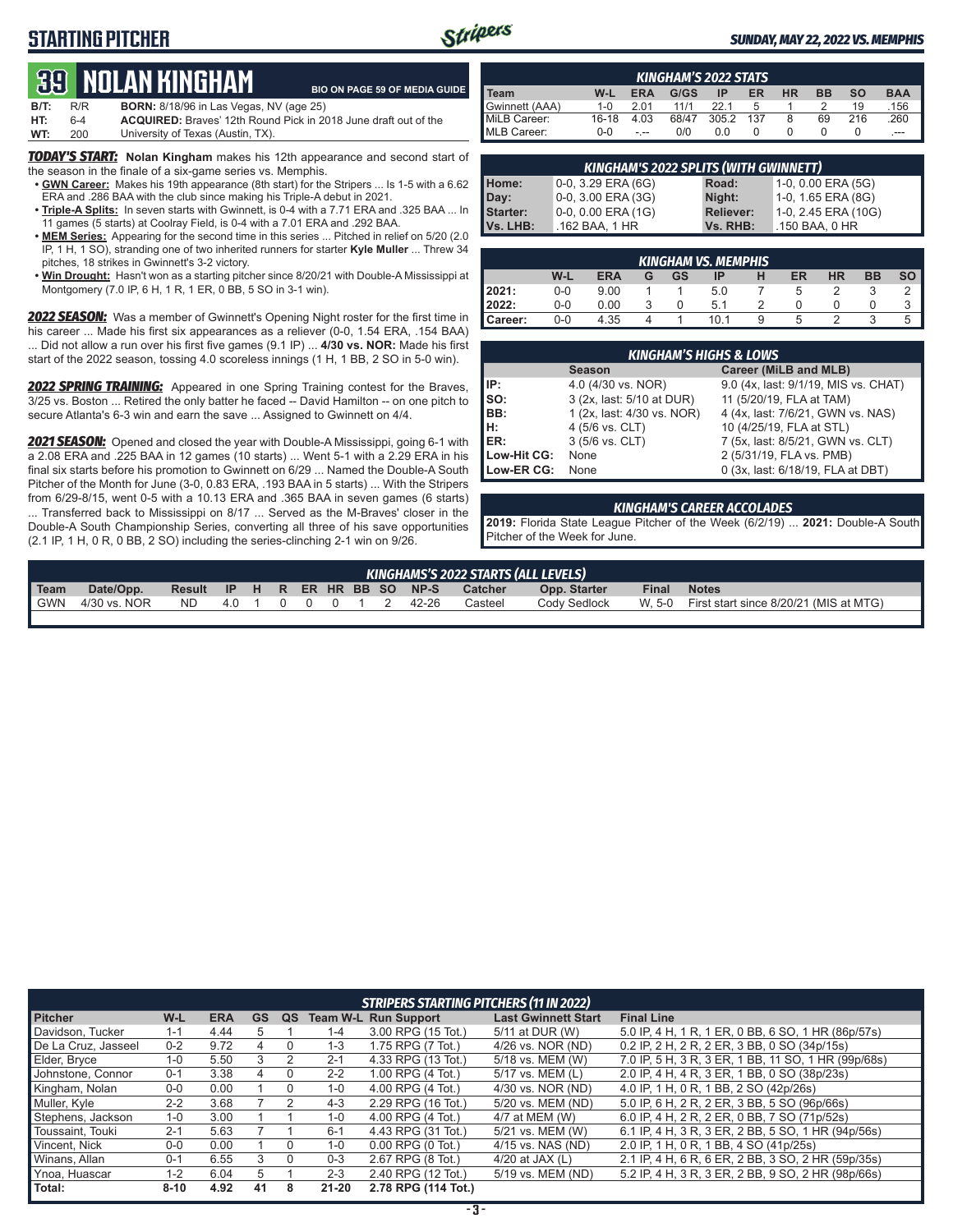# STARTING PITCHER

**SUNDAY, MAY 22, 2022 VS. MEMPHIS**

## 39 NOLAN KINGHAM

BIO ON PAGE 59 OF MEDIA GUIDE

| | | |
|---|---|---|
| **B/T:** | R/R | **BORN:** 8/18/96 in Las Vegas, NV (age 25) |
| **HT:** | 6-4 | **ACQUIRED:** Braves' 12th Round Pick in 2018 June draft out of the |
| **WT:** | 200 | University of Texas (Austin, TX). |

***TODAY'S START:*** **Nolan Kingham** makes his 12th appearance and second start of the season in the finale of a six-game series vs. Memphis.

- **GWN Career:** Makes his 19th appearance (8th start) for the Stripers ... Is 1-5 with a 6.62 ERA and .286 BAA with the club since making his Triple-A debut in 2021.
- **Triple-A Splits:** In seven starts with Gwinnett, is 0-4 with a 7.71 ERA and .325 BAA ... In 11 games (5 starts) at Coolray Field, is 0-4 with a 7.01 ERA and .292 BAA.
- **MEM Series:** Appearing for the second time in this series ... Pitched in relief on 5/20 (2.0 IP, 1 H, 1 SO), stranding one of two inherited runners for starter **Kyle Muller** ... Threw 34 pitches, 18 strikes in Gwinnett's 3-2 victory.
- **Win Drought:** Hasn't won as a starting pitcher since 8/20/21 with Double-A Mississippi at Montgomery (7.0 IP, 6 H, 1 R, 1 ER, 0 BB, 5 SO in 3-1 win).

***2022 SEASON:*** Was a member of Gwinnett's Opening Night roster for the first time in his career ... Made his first six appearances as a reliever (0-0, 1.54 ERA, .154 BAA) ... Did not allow a run over his first five games (9.1 IP) ... **4/30 vs. NOR:** Made his first start of the 2022 season, tossing 4.0 scoreless innings (1 H, 1 BB, 2 SO in 5-0 win).

***2022 SPRING TRAINING:*** Appeared in one Spring Training contest for the Braves, 3/25 vs. Boston ... Retired the only batter he faced -- David Hamilton -- on one pitch to secure Atlanta's 6-3 win and earn the save ... Assigned to Gwinnett on 4/4.

***2021 SEASON:*** Opened and closed the year with Double-A Mississippi, going 6-1 with a 2.08 ERA and .225 BAA in 12 games (10 starts) ... Went 5-1 with a 2.29 ERA in his final six starts before his promotion to Gwinnett on 6/29 ... Named the Double-A South Pitcher of the Month for June (3-0, 0.83 ERA, .193 BAA in 5 starts) ... With the Stripers from 6/29-8/15, went 0-5 with a 10.13 ERA and .365 BAA in seven games (6 starts) ... Transferred back to Mississippi on 8/17 ... Served as the M-Braves' closer in the Double-A South Championship Series, converting all three of his save opportunities (2.1 IP, 1 H, 0 R, 0 BB, 2 SO) including the series-clinching 2-1 win on 9/26.

### KINGHAM'S 2022 STATS

| Team | W-L | ERA | G/GS | IP | ER | HR | BB | SO | BAA |
|---|---|---|---|---|---|---|---|---|---|
| Gwinnett (AAA) | 1-0 | 2.01 | 11/1 | 22.1 | 5 | 1 | 2 | 19 | .156 |
| MiLB Career: | 16-18 | 4.03 | 68/47 | 305.2 | 137 | 8 | 69 | 216 | .260 |
| MLB Career: | 0-0 | -.-- | 0/0 | 0.0 | 0 | 0 | 0 | 0 | .--- |

### KINGHAM'S 2022 SPLITS (WITH GWINNETT)

| | | | |
|---|---|---|---|
| **Home:** | 0-0, 3.29 ERA (6G) | **Road:** | 1-0, 0.00 ERA (5G) |
| **Day:** | 0-0, 3.00 ERA (3G) | **Night:** | 1-0, 1.65 ERA (8G) |
| **Starter:** | 0-0, 0.00 ERA (1G) | **Reliever:** | 1-0, 2.45 ERA (10G) |
| **Vs. LHB:** | .162 BAA, 1 HR | **Vs. RHB:** | .150 BAA, 0 HR |

### KINGHAM VS. MEMPHIS

| | W-L | ERA | G | GS | IP | H | ER | HR | BB | SO |
|---|---|---|---|---|---|---|---|---|---|---|
| **2021:** | 0-0 | 9.00 | 1 | 1 | 5.0 | 7 | 5 | 2 | 3 | 2 |
| **2022:** | 0-0 | 0.00 | 3 | 0 | 5.1 | 2 | 0 | 0 | 0 | 3 |
| **Career:** | 0-0 | 4.35 | 4 | 1 | 10.1 | 9 | 5 | 2 | 3 | 5 |

### KINGHAM'S HIGHS & LOWS

| | Season | Career (MiLB and MLB) |
|---|---|---|
| **IP:** | 4.0 (4/30 vs. NOR) | 9.0 (4x, last: 9/1/19, MIS vs. CHAT) |
| **SO:** | 3 (2x, last: 5/10 at DUR) | 11 (5/20/19, FLA at TAM) |
| **BB:** | 1 (2x, last: 4/30 vs. NOR) | 4 (4x, last: 7/6/21, GWN vs. NAS) |
| **H:** | 4 (5/6 vs. CLT) | 10 (4/25/19, FLA at STL) |
| **ER:** | 3 (5/6 vs. CLT) | 7 (5x, last: 8/5/21, GWN vs. CLT) |
| **Low-Hit CG:** | None | 2 (5/31/19, FLA vs. PMB) |
| **Low-ER CG:** | None | 0 (3x, last: 6/18/19, FLA at DBT) |

### KINGHAM'S CAREER ACCOLADES

**2019:** Florida State League Pitcher of the Week (6/2/19) ... **2021:** Double-A South Pitcher of the Week for June.

### KINGHAMS'S 2022 STARTS (ALL LEVELS)

| Team | Date/Opp. | Result | IP | H | R | ER | HR | BB | SO | NP-S | Catcher | Opp. Starter | Final | Notes |
|---|---|---|---|---|---|---|---|---|---|---|---|---|---|---|
| GWN | 4/30 vs. NOR | ND | 4.0 | 1 | 0 | 0 | 0 | 1 | 2 | 42-26 | Casteel | Cody Sedlock | W, 5-0 | First start since 8/20/21 (MIS at MTG) |

### STRIPERS STARTING PITCHERS (11 IN 2022)

| Pitcher | W-L | ERA | GS | QS | Team W-L | Run Support | Last Gwinnett Start | Final Line |
|---|---|---|---|---|---|---|---|---|
| Davidson, Tucker | 1-1 | 4.44 | 5 | 1 | 1-4 | 3.00 RPG (15 Tot.) | 5/11 at DUR (W) | 5.0 IP, 4 H, 1 R, 1 ER, 0 BB, 6 SO, 1 HR (86p/57s) |
| De La Cruz, Jasseel | 0-2 | 9.72 | 4 | 0 | 1-3 | 1.75 RPG (7 Tot.) | 4/26 vs. NOR (ND) | 0.2 IP, 2 H, 2 R, 2 ER, 3 BB, 0 SO (34p/15s) |
| Elder, Bryce | 1-0 | 5.50 | 3 | 2 | 2-1 | 4.33 RPG (13 Tot.) | 5/18 vs. MEM (W) | 7.0 IP, 5 H, 3 R, 3 ER, 1 BB, 11 SO, 1 HR (99p/68s) |
| Johnstone, Connor | 0-1 | 3.38 | 4 | 0 | 2-2 | 1.00 RPG (4 Tot.) | 5/17 vs. MEM (L) | 2.0 IP, 4 H, 4 R, 3 ER, 1 BB, 0 SO (38p/23s) |
| Kingham, Nolan | 0-0 | 0.00 | 1 | 0 | 1-0 | 4.00 RPG (4 Tot.) | 4/30 vs. NOR (ND) | 4.0 IP, 1 H, 0 R, 1 BB, 2 SO (42p/26s) |
| Muller, Kyle | 2-2 | 3.68 | 7 | 2 | 4-3 | 2.29 RPG (16 Tot.) | 5/20 vs. MEM (ND) | 5.0 IP, 6 H, 2 R, 2 ER, 3 BB, 5 SO (96p/66s) |
| Stephens, Jackson | 1-0 | 3.00 | 1 | 1 | 1-0 | 4.00 RPG (4 Tot.) | 4/7 at MEM (W) | 6.0 IP, 4 H, 2 R, 2 ER, 0 BB, 7 SO (71p/52s) |
| Toussaint, Touki | 2-1 | 5.63 | 7 | 1 | 6-1 | 4.43 RPG (31 Tot.) | 5/21 vs. MEM (W) | 6.1 IP, 4 H, 3 R, 3 ER, 2 BB, 5 SO, 1 HR (94p/56s) |
| Vincent, Nick | 0-0 | 0.00 | 1 | 0 | 1-0 | 0.00 RPG (0 Tot.) | 4/15 vs. NAS (ND) | 2.0 IP, 1 H, 0 R, 1 BB, 4 SO (41p/25s) |
| Winans, Allan | 0-1 | 6.55 | 3 | 0 | 0-3 | 2.67 RPG (8 Tot.) | 4/20 at JAX (L) | 2.1 IP, 4 H, 6 R, 6 ER, 2 BB, 3 SO, 2 HR (59p/35s) |
| Ynoa, Huascar | 1-2 | 6.04 | 5 | 1 | 2-3 | 2.40 RPG (12 Tot.) | 5/19 vs. MEM (ND) | 5.2 IP, 4 H, 3 R, 3 ER, 2 BB, 9 SO, 2 HR (98p/66s) |
| **Total:** | **8-10** | **4.92** | **41** | **8** | **21-20** | **2.78 RPG (114 Tot.)** | | |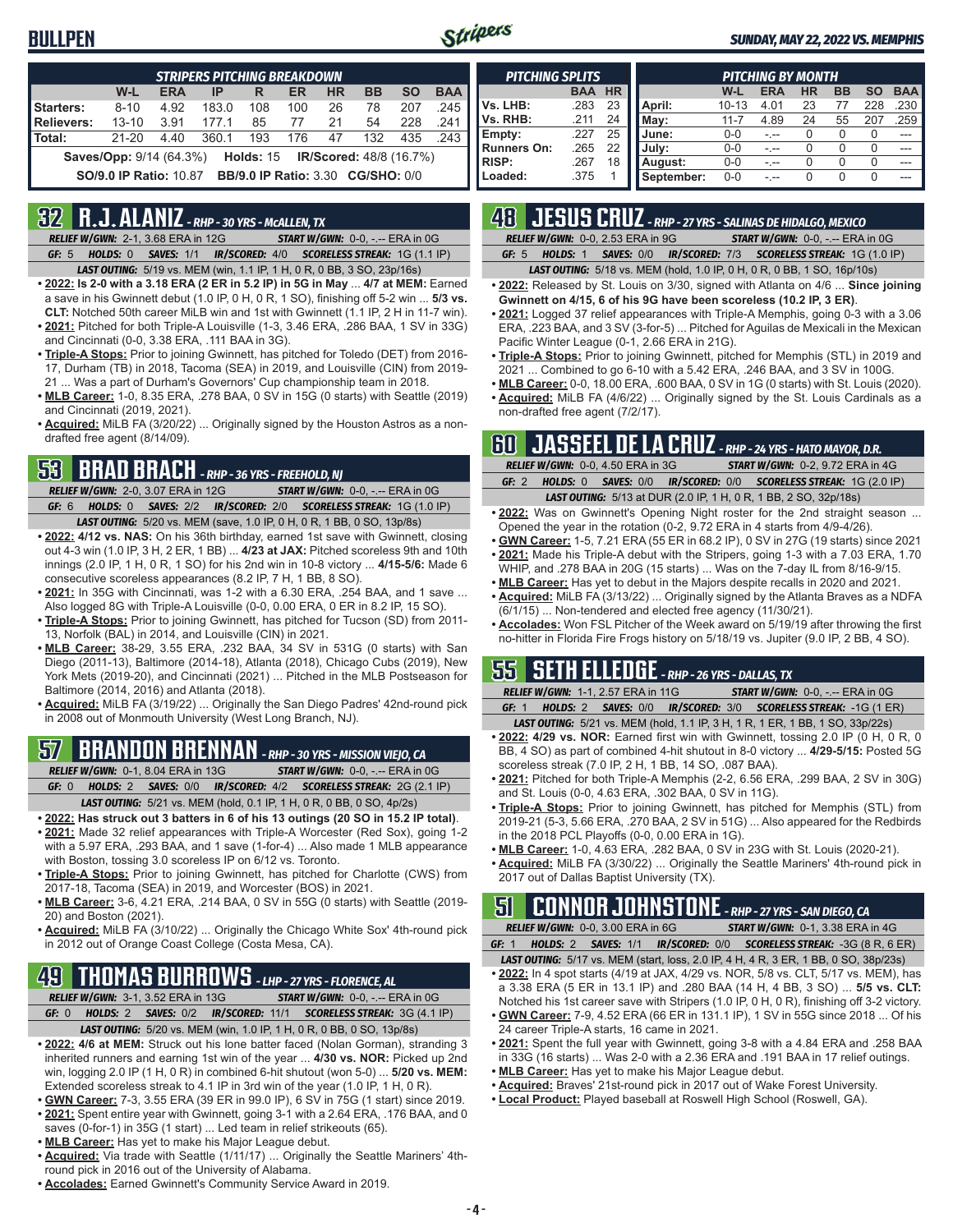# BULLPEN

### STRIPERS PITCHING BREAKDOWN

| | W-L | ERA | IP | R | ER | HR | BB | SO | BAA |
|---|---|---|---|---|---|---|---|---|---|
| Starters: | 8-10 | 4.92 | 183.0 | 108 | 100 | 26 | 78 | 207 | .245 |
| Relievers: | 13-10 | 3.91 | 177.1 | 85 | 77 | 21 | 54 | 228 | .241 |
| Total: | 21-20 | 4.40 | 360.1 | 193 | 176 | 47 | 132 | 435 | .243 |

**Saves/Opp:** 9/14 (64.3%) **Holds:** 15 **IR/Scored:** 48/8 (16.7%)

**SO/9.0 IP Ratio:** 10.87 **BB/9.0 IP Ratio:** 3.30 **CG/SHO:** 0/0

### PITCHING SPLITS

| | BAA | HR |
|---|---|---|
| Vs. LHB: | .283 | 23 |
| Vs. RHB: | .211 | 24 |
| Empty: | .227 | 25 |
| Runners On: | .265 | 22 |
| RISP: | .267 | 18 |
| Loaded: | .375 | 1 |

### PITCHING BY MONTH

| | W-L | ERA | HR | BB | SO | BAA |
|---|---|---|---|---|---|---|
| April: | 10-13 | 4.01 | 23 | 77 | 228 | .230 |
| May: | 11-7 | 4.89 | 24 | 55 | 207 | .259 |
| June: | 0-0 | -.-- | 0 | 0 | 0 | --- |
| July: | 0-0 | -.-- | 0 | 0 | 0 | --- |
| August: | 0-0 | -.-- | 0 | 0 | 0 | --- |
| September: | 0-0 | -.-- | 0 | 0 | 0 | --- |

## 32 R.J. ALANIZ - RHP - 30 YRS - McALLEN, TX

*RELIEF W/GWN:* 2-1, 3.68 ERA in 12G *START W/GWN:* 0-0, -.-- ERA in 0G

*GF:* 5 *HOLDS:* 0 *SAVES:* 1/1 *IR/SCORED:* 4/0 *SCORELESS STREAK:* 1G (1.1 IP)

*LAST OUTING:* 5/19 vs. MEM (win, 1.1 IP, 1 H, 0 R, 0 BB, 3 SO, 23p/16s)

- **2022: Is 2-0 with a 3.18 ERA (2 ER in 5.2 IP) in 5G in May** ... **4/7 at MEM:** Earned a save in his Gwinnett debut (1.0 IP, 0 H, 0 R, 1 SO), finishing off 5-2 win ... **5/3 vs. CLT:** Notched 50th career MiLB win and 1st with Gwinnett (1.1 IP, 2 H in 11-7 win).
- **2021:** Pitched for both Triple-A Louisville (1-3, 3.46 ERA, .286 BAA, 1 SV in 33G) and Cincinnati (0-0, 3.38 ERA, .111 BAA in 3G).
- **Triple-A Stops:** Prior to joining Gwinnett, has pitched for Toledo (DET) from 2016-17, Durham (TB) in 2018, Tacoma (SEA) in 2019, and Louisville (CIN) from 2019-21 ... Was a part of Durham's Governors' Cup championship team in 2018.
- **MLB Career:** 1-0, 8.35 ERA, .278 BAA, 0 SV in 15G (0 starts) with Seattle (2019) and Cincinnati (2019, 2021).
- **Acquired:** MiLB FA (3/20/22) ... Originally signed by the Houston Astros as a non-drafted free agent (8/14/09).

## 53 BRAD BRACH - RHP - 36 YRS - FREEHOLD, NJ

*RELIEF W/GWN:* 2-0, 3.07 ERA in 12G *START W/GWN:* 0-0, -.-- ERA in 0G

*GF:* 6 *HOLDS:* 0 *SAVES:* 2/2 *IR/SCORED:* 2/0 *SCORELESS STREAK:* 1G (1.0 IP)

*LAST OUTING:* 5/20 vs. MEM (save, 1.0 IP, 0 H, 0 R, 1 BB, 0 SO, 13p/8s)

- **2022: 4/12 vs. NAS:** On his 36th birthday, earned 1st save with Gwinnett, closing out 4-3 win (1.0 IP, 3 H, 2 ER, 1 BB) ... **4/23 at JAX:** Pitched scoreless 9th and 10th innings (2.0 IP, 1 H, 0 R, 1 SO) for his 2nd win in 10-8 victory ... **4/15-5/6:** Made 6 consecutive scoreless appearances (8.2 IP, 7 H, 1 BB, 8 SO).
- **2021:** In 35G with Cincinnati, was 1-2 with a 6.30 ERA, .254 BAA, and 1 save ... Also logged 8G with Triple-A Louisville (0-0, 0.00 ERA, 0 ER in 8.2 IP, 15 SO).
- **Triple-A Stops:** Prior to joining Gwinnett, has pitched for Tucson (SD) from 2011-13, Norfolk (BAL) in 2014, and Louisville (CIN) in 2021.
- **MLB Career:** 38-29, 3.55 ERA, .232 BAA, 34 SV in 531G (0 starts) with San Diego (2011-13), Baltimore (2014-18), Atlanta (2018), Chicago Cubs (2019), New York Mets (2019-20), and Cincinnati (2021) ... Pitched in the MLB Postseason for Baltimore (2014, 2016) and Atlanta (2018).
- **Acquired:** MiLB FA (3/19/22) ... Originally the San Diego Padres' 42nd-round pick in 2008 out of Monmouth University (West Long Branch, NJ).

## 57 BRANDON BRENNAN - RHP - 30 YRS - MISSION VIEJO, CA

*RELIEF W/GWN:* 0-1, 8.04 ERA in 13G *START W/GWN:* 0-0, -.-- ERA in 0G

*GF:* 0 *HOLDS:* 2 *SAVES:* 0/0 *IR/SCORED:* 4/2 *SCORELESS STREAK:* 2G (2.1 IP)

*LAST OUTING:* 5/21 vs. MEM (hold, 0.1 IP, 1 H, 0 R, 0 BB, 0 SO, 4p/2s)

- **2022: Has struck out 3 batters in 6 of his 13 outings (20 SO in 15.2 IP total)**.
- **2021:** Made 32 relief appearances with Triple-A Worcester (Red Sox), going 1-2 with a 5.97 ERA, .293 BAA, and 1 save (1-for-4) ... Also made 1 MLB appearance with Boston, tossing 3.0 scoreless IP on 6/12 vs. Toronto.
- **Triple-A Stops:** Prior to joining Gwinnett, has pitched for Charlotte (CWS) from 2017-18, Tacoma (SEA) in 2019, and Worcester (BOS) in 2021.
- **MLB Career:** 3-6, 4.21 ERA, .214 BAA, 0 SV in 55G (0 starts) with Seattle (2019-20) and Boston (2021).
- **Acquired:** MiLB FA (3/10/22) ... Originally the Chicago White Sox' 4th-round pick in 2012 out of Orange Coast College (Costa Mesa, CA).

## 49 THOMAS BURROWS - LHP - 27 YRS - FLORENCE, AL

*RELIEF W/GWN:* 3-1, 3.52 ERA in 13G *START W/GWN:* 0-0, -.-- ERA in 0G

*GF:* 0 *HOLDS:* 2 *SAVES:* 0/2 *IR/SCORED:* 11/1 *SCORELESS STREAK:* 3G (4.1 IP)

*LAST OUTING:* 5/20 vs. MEM (win, 1.0 IP, 1 H, 0 R, 0 BB, 0 SO, 13p/8s)

- **2022: 4/6 at MEM:** Struck out his lone batter faced (Nolan Gorman), stranding 3 inherited runners and earning 1st win of the year ... **4/30 vs. NOR:** Picked up 2nd win, logging 2.0 IP (1 H, 0 R) in combined 6-hit shutout (won 5-0) ... **5/20 vs. MEM:** Extended scoreless streak to 4.1 IP in 3rd win of the year (1.0 IP, 1 H, 0 R).
- **GWN Career:** 7-3, 3.55 ERA (39 ER in 99.0 IP), 6 SV in 75G (1 start) since 2019.
- **2021:** Spent entire year with Gwinnett, going 3-1 with a 2.64 ERA, .176 BAA, and 0 saves (0-for-1) in 35G (1 start) ... Led team in relief strikeouts (65).
- **MLB Career:** Has yet to make his Major League debut.
- **Acquired:** Via trade with Seattle (1/11/17) ... Originally the Seattle Mariners' 4th-round pick in 2016 out of the University of Alabama.
- **Accolades:** Earned Gwinnett's Community Service Award in 2019.

## 48 JESUS CRUZ - RHP - 27 YRS - SALINAS DE HIDALGO, MEXICO

*RELIEF W/GWN:* 0-0, 2.53 ERA in 9G *START W/GWN:* 0-0, -.-- ERA in 0G

*GF:* 5 *HOLDS:* 1 *SAVES:* 0/0 *IR/SCORED:* 7/3 *SCORELESS STREAK:* 1G (1.0 IP)

*LAST OUTING:* 5/18 vs. MEM (hold, 1.0 IP, 0 H, 0 R, 0 BB, 1 SO, 16p/10s)

- **2022:** Released by St. Louis on 3/30, signed with Atlanta on 4/6 ... **Since joining Gwinnett on 4/15, 6 of his 9G have been scoreless (10.2 IP, 3 ER)**.
- **2021:** Logged 37 relief appearances with Triple-A Memphis, going 0-3 with a 3.06 ERA, .223 BAA, and 3 SV (3-for-5) ... Pitched for Aguilas de Mexicali in the Mexican Pacific Winter League (0-1, 2.66 ERA in 21G).
- **Triple-A Stops:** Prior to joining Gwinnett, pitched for Memphis (STL) in 2019 and 2021 ... Combined to go 6-10 with a 5.42 ERA, .246 BAA, and 3 SV in 100G.
- **MLB Career:** 0-0, 18.00 ERA, .600 BAA, 0 SV in 1G (0 starts) with St. Louis (2020).
- **Acquired:** MiLB FA (4/6/22) ... Originally signed by the St. Louis Cardinals as a non-drafted free agent (7/2/17).

## 60 JASSEEL DE LA CRUZ - RHP - 24 YRS - HATO MAYOR, D.R.

*RELIEF W/GWN:* 0-0, 4.50 ERA in 3G *START W/GWN:* 0-2, 9.72 ERA in 4G

*GF:* 2 *HOLDS:* 0 *SAVES:* 0/0 *IR/SCORED:* 0/0 *SCORELESS STREAK:* 1G (2.0 IP)

*LAST OUTING:* 5/13 at DUR (2.0 IP, 1 H, 0 R, 1 BB, 2 SO, 32p/18s)

- **2022:** Was on Gwinnett's Opening Night roster for the 2nd straight season ... Opened the year in the rotation (0-2, 9.72 ERA in 4 starts from 4/9-4/26).
- **GWN Career:** 1-5, 7.21 ERA (55 ER in 68.2 IP), 0 SV in 27G (19 starts) since 2021
- **2021:** Made his Triple-A debut with the Stripers, going 1-3 with a 7.03 ERA, 1.70 WHIP, and .278 BAA in 20G (15 starts) ... Was on the 7-day IL from 8/16-9/15.
- **MLB Career:** Has yet to debut in the Majors despite recalls in 2020 and 2021.
- **Acquired:** MiLB FA (3/13/22) ... Originally signed by the Atlanta Braves as a NDFA (6/1/15) ... Non-tendered and elected free agency (11/30/21).
- **Accolades:** Won FSL Pitcher of the Week award on 5/19/19 after throwing the first no-hitter in Florida Fire Frogs history on 5/18/19 vs. Jupiter (9.0 IP, 2 BB, 4 SO).

## 55 SETH ELLEDGE - RHP - 26 YRS - DALLAS, TX

*RELIEF W/GWN:* 1-1, 2.57 ERA in 11G *START W/GWN:* 0-0, -.-- ERA in 0G

*GF:* 1 *HOLDS:* 2 *SAVES:* 0/0 *IR/SCORED:* 3/0 *SCORELESS STREAK:* -1G (1 ER)

*LAST OUTING:* 5/21 vs. MEM (hold, 1.1 IP, 3 H, 1 R, 1 ER, 1 BB, 1 SO, 33p/22s)

- **2022: 4/29 vs. NOR:** Earned first win with Gwinnett, tossing 2.0 IP (0 H, 0 R, 0 BB, 4 SO) as part of combined 4-hit shutout in 8-0 victory ... **4/29-5/15:** Posted 5G scoreless streak (7.0 IP, 2 H, 1 BB, 14 SO, .087 BAA).
- **2021:** Pitched for both Triple-A Memphis (2-2, 6.56 ERA, .299 BAA, 2 SV in 30G) and St. Louis (0-0, 4.63 ERA, .302 BAA, 0 SV in 11G).
- **Triple-A Stops:** Prior to joining Gwinnett, has pitched for Memphis (STL) from 2019-21 (5-3, 5.66 ERA, .270 BAA, 2 SV in 51G) ... Also appeared for the Redbirds in the 2018 PCL Playoffs (0-0, 0.00 ERA in 1G).
- **MLB Career:** 1-0, 4.63 ERA, .282 BAA, 0 SV in 23G with St. Louis (2020-21).
- **Acquired:** MiLB FA (3/30/22) ... Originally the Seattle Mariners' 4th-round pick in 2017 out of Dallas Baptist University (TX).

## 51 CONNOR JOHNSTONE - RHP - 27 YRS - SAN DIEGO, CA

*RELIEF W/GWN:* 0-0, 3.00 ERA in 6G *START W/GWN:* 0-1, 3.38 ERA in 4G

*GF:* 1 *HOLDS:* 2 *SAVES:* 1/1 *IR/SCORED:* 0/0 *SCORELESS STREAK:* -3G (8 R, 6 ER)

*LAST OUTING:* 5/17 vs. MEM (start, loss, 2.0 IP, 4 H, 4 R, 3 ER, 1 BB, 0 SO, 38p/23s)

- **2022:** In 4 spot starts (4/19 at JAX, 4/29 vs. NOR, 5/8 vs. CLT, 5/17 vs. MEM), has a 3.38 ERA (5 ER in 13.1 IP) and .280 BAA (14 H, 4 BB, 3 SO) ... **5/5 vs. CLT:** Notched his 1st career save with Stripers (1.0 IP, 0 H, 0 R), finishing off 3-2 victory.
- **GWN Career:** 7-9, 4.52 ERA (66 ER in 131.1 IP), 1 SV in 55G since 2018 ... Of his 24 career Triple-A starts, 16 came in 2021.
- **2021:** Spent the full year with Gwinnett, going 3-8 with a 4.84 ERA and .258 BAA in 33G (16 starts) ... Was 2-0 with a 2.36 ERA and .191 BAA in 17 relief outings.
- **MLB Career:** Has yet to make his Major League debut.
- **Acquired:** Braves' 21st-round pick in 2017 out of Wake Forest University.
- **Local Product:** Played baseball at Roswell High School (Roswell, GA).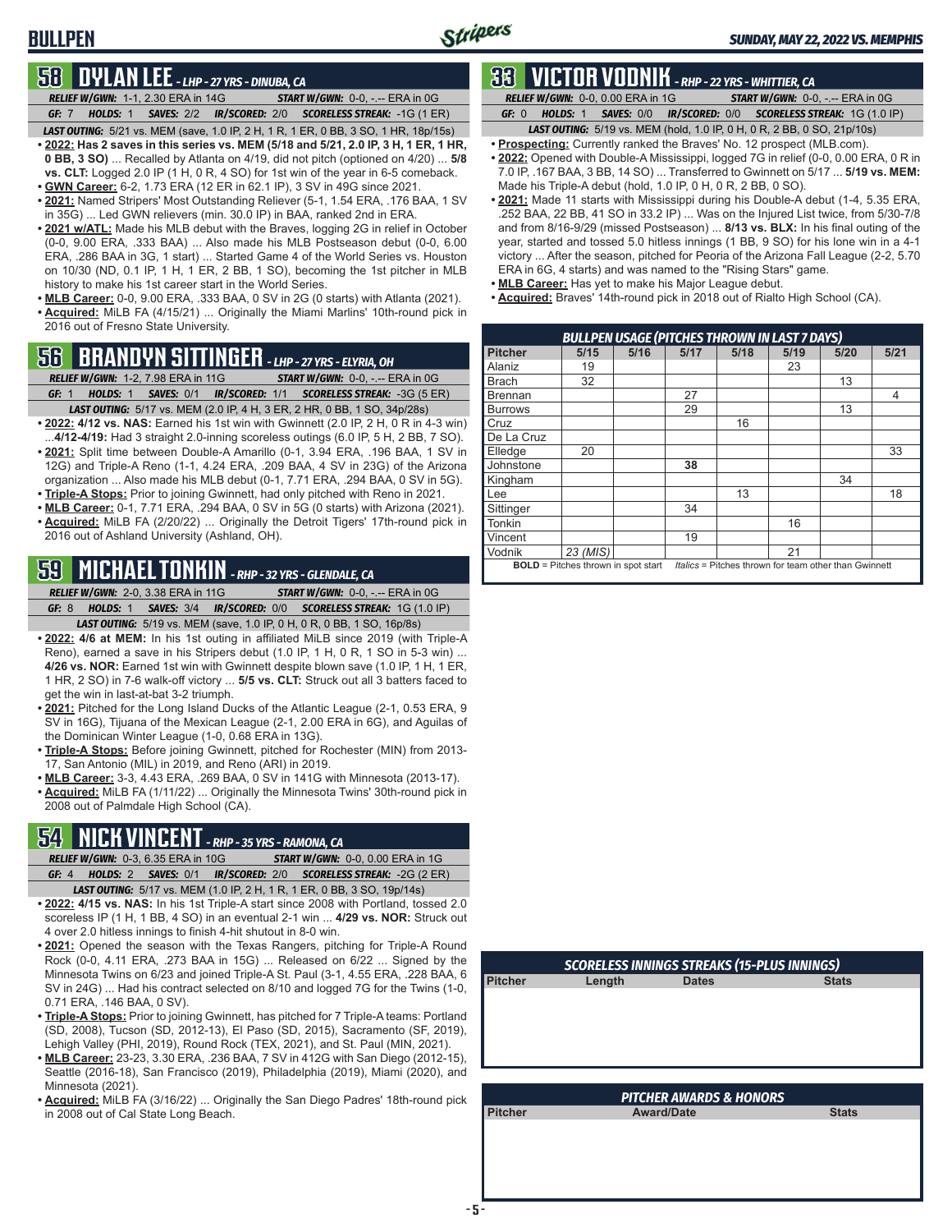## BULLPEN

*SUNDAY, MAY 22, 2022 VS. MEMPHIS*

## 58 DYLAN LEE - *LHP - 27 YRS - DINUBA, CA*

***RELIEF W/GWN:*** 1-1, 2.30 ERA in 14G ***START W/GWN:*** 0-0, -.-- ERA in 0G

***GF:*** 7 ***HOLDS:*** 1 ***SAVES:*** 2/2 ***IR/SCORED:*** 2/0 ***SCORELESS STREAK:*** -1G (1 ER)

***LAST OUTING:*** 5/21 vs. MEM (save, 1.0 IP, 2 H, 1 R, 1 ER, 0 BB, 3 SO, 1 HR, 18p/15s)

- **2022: Has 2 saves in this series vs. MEM (5/18 and 5/21, 2.0 IP, 3 H, 1 ER, 1 HR, 0 BB, 3 SO)** ... Recalled by Atlanta on 4/19, did not pitch (optioned on 4/20) ... **5/8 vs. CLT:** Logged 2.0 IP (1 H, 0 R, 4 SO) for 1st win of the year in 6-5 comeback.
- **GWN Career:** 6-2, 1.73 ERA (12 ER in 62.1 IP), 3 SV in 49G since 2021.
- **2021:** Named Stripers' Most Outstanding Reliever (5-1, 1.54 ERA, .176 BAA, 1 SV in 35G) ... Led GWN relievers (min. 30.0 IP) in BAA, ranked 2nd in ERA.
- **2021 w/ATL:** Made his MLB debut with the Braves, logging 2G in relief in October (0-0, 9.00 ERA, .333 BAA) ... Also made his MLB Postseason debut (0-0, 6.00 ERA, .286 BAA in 3G, 1 start) ... Started Game 4 of the World Series vs. Houston on 10/30 (ND, 0.1 IP, 1 H, 1 ER, 2 BB, 1 SO), becoming the 1st pitcher in MLB history to make his 1st career start in the World Series.
- **MLB Career:** 0-0, 9.00 ERA, .333 BAA, 0 SV in 2G (0 starts) with Atlanta (2021).
- **Acquired:** MiLB FA (4/15/21) ... Originally the Miami Marlins' 10th-round pick in 2016 out of Fresno State University.

## 56 BRANDYN SITTINGER - *LHP - 27 YRS - ELYRIA, OH*

***RELIEF W/GWN:*** 1-2, 7.98 ERA in 11G ***START W/GWN:*** 0-0, -.-- ERA in 0G

***GF:*** 1 ***HOLDS:*** 1 ***SAVES:*** 0/1 ***IR/SCORED:*** 1/1 ***SCORELESS STREAK:*** -3G (5 ER)

***LAST OUTING:*** 5/17 vs. MEM (2.0 IP, 4 H, 3 ER, 2 HR, 0 BB, 1 SO, 34p/28s)

- **2022: 4/12 vs. NAS:** Earned his 1st win with Gwinnett (2.0 IP, 2 H, 0 R in 4-3 win) ...**4/12-4/19:** Had 3 straight 2.0-inning scoreless outings (6.0 IP, 5 H, 2 BB, 7 SO).
- **2021:** Split time between Double-A Amarillo (0-1, 3.94 ERA, .196 BAA, 1 SV in 12G) and Triple-A Reno (1-1, 4.24 ERA, .209 BAA, 4 SV in 23G) of the Arizona organization ... Also made his MLB debut (0-1, 7.71 ERA, .294 BAA, 0 SV in 5G).
- **Triple-A Stops:** Prior to joining Gwinnett, had only pitched with Reno in 2021.
- **MLB Career:** 0-1, 7.71 ERA, .294 BAA, 0 SV in 5G (0 starts) with Arizona (2021).
- **Acquired:** MiLB FA (2/20/22) ... Originally the Detroit Tigers' 17th-round pick in 2016 out of Ashland University (Ashland, OH).

## 59 MICHAEL TONKIN - *RHP - 32 YRS - GLENDALE, CA*

***RELIEF W/GWN:*** 2-0, 3.38 ERA in 11G ***START W/GWN:*** 0-0, -.-- ERA in 0G

***GF:*** 8 ***HOLDS:*** 1 ***SAVES:*** 3/4 ***IR/SCORED:*** 0/0 ***SCORELESS STREAK:*** 1G (1.0 IP)

***LAST OUTING:*** 5/19 vs. MEM (save, 1.0 IP, 0 H, 0 R, 0 BB, 1 SO, 16p/8s)

- **2022: 4/6 at MEM:** In his 1st outing in affiliated MiLB since 2019 (with Triple-A Reno), earned a save in his Stripers debut (1.0 IP, 1 H, 0 R, 1 SO in 5-3 win) ... **4/26 vs. NOR:** Earned 1st win with Gwinnett despite blown save (1.0 IP, 1 H, 1 ER, 1 HR, 2 SO) in 7-6 walk-off victory ... **5/5 vs. CLT:** Struck out all 3 batters faced to get the win in last-at-bat 3-2 triumph.
- **2021:** Pitched for the Long Island Ducks of the Atlantic League (2-1, 0.53 ERA, 9 SV in 16G), Tijuana of the Mexican League (2-1, 2.00 ERA in 6G), and Aguilas of the Dominican Winter League (1-0, 0.68 ERA in 13G).
- **Triple-A Stops:** Before joining Gwinnett, pitched for Rochester (MIN) from 2013-17, San Antonio (MIL) in 2019, and Reno (ARI) in 2019.
- **MLB Career:** 3-3, 4.43 ERA, .269 BAA, 0 SV in 141G with Minnesota (2013-17).
- **Acquired:** MiLB FA (1/11/22) ... Originally the Minnesota Twins' 30th-round pick in 2008 out of Palmdale High School (CA).

## 54 NICK VINCENT - *RHP - 35 YRS - RAMONA, CA*

***RELIEF W/GWN:*** 0-3, 6.35 ERA in 10G ***START W/GWN:*** 0-0, 0.00 ERA in 1G

***GF:*** 4 ***HOLDS:*** 2 ***SAVES:*** 0/1 ***IR/SCORED:*** 2/0 ***SCORELESS STREAK:*** -2G (2 ER)

***LAST OUTING:*** 5/17 vs. MEM (1.0 IP, 2 H, 1 R, 1 ER, 0 BB, 3 SO, 19p/14s)

- **2022: 4/15 vs. NAS:** In his 1st Triple-A start since 2008 with Portland, tossed 2.0 scoreless IP (1 H, 1 BB, 4 SO) in an eventual 2-1 win ... **4/29 vs. NOR:** Struck out 4 over 2.0 hitless innings to finish 4-hit shutout in 8-0 win.
- **2021:** Opened the season with the Texas Rangers, pitching for Triple-A Round Rock (0-0, 4.11 ERA, .273 BAA in 15G) ... Released on 6/22 ... Signed by the Minnesota Twins on 6/23 and joined Triple-A St. Paul (3-1, 4.55 ERA, .228 BAA, 6 SV in 24G) ... Had his contract selected on 8/10 and logged 7G for the Twins (1-0, 0.71 ERA, .146 BAA, 0 SV).
- **Triple-A Stops:** Prior to joining Gwinnett, has pitched for 7 Triple-A teams: Portland (SD, 2008), Tucson (SD, 2012-13), El Paso (SD, 2015), Sacramento (SF, 2019), Lehigh Valley (PHI, 2019), Round Rock (TEX, 2021), and St. Paul (MIN, 2021).
- **MLB Career:** 23-23, 3.30 ERA, .236 BAA, 7 SV in 412G with San Diego (2012-15), Seattle (2016-18), San Francisco (2019), Philadelphia (2019), Miami (2020), and Minnesota (2021).
- **Acquired:** MiLB FA (3/16/22) ... Originally the San Diego Padres' 18th-round pick in 2008 out of Cal State Long Beach.

## 33 VICTOR VODNIK - *RHP - 22 YRS - WHITTIER, CA*

***RELIEF W/GWN:*** 0-0, 0.00 ERA in 1G ***START W/GWN:*** 0-0, -.-- ERA in 0G

***GF:*** 0 ***HOLDS:*** 1 ***SAVES:*** 0/0 ***IR/SCORED:*** 0/0 ***SCORELESS STREAK:*** 1G (1.0 IP)

***LAST OUTING:*** 5/19 vs. MEM (hold, 1.0 IP, 0 H, 0 R, 2 BB, 0 SO, 21p/10s)

- **Prospecting:** Currently ranked the Braves' No. 12 prospect (MLB.com).
- **2022:** Opened with Double-A Mississippi, logged 7G in relief (0-0, 0.00 ERA, 0 R in 7.0 IP, .167 BAA, 3 BB, 14 SO) ... Transferred to Gwinnett on 5/17 ... **5/19 vs. MEM:** Made his Triple-A debut (hold, 1.0 IP, 0 H, 0 R, 2 BB, 0 SO).
- **2021:** Made 11 starts with Mississippi during his Double-A debut (1-4, 5.35 ERA, .252 BAA, 22 BB, 41 SO in 33.2 IP) ... Was on the Injured List twice, from 5/30-7/8 and from 8/16-9/29 (missed Postseason) ... **8/13 vs. BLX:** In his final outing of the year, started and tossed 5.0 hitless innings (1 BB, 9 SO) for his lone win in a 4-1 victory ... After the season, pitched for Peoria of the Arizona Fall League (2-2, 5.70 ERA in 6G, 4 starts) and was named to the "Rising Stars" game.
- **MLB Career:** Has yet to make his Major League debut.
- **Acquired:** Braves' 14th-round pick in 2018 out of Rialto High School (CA).

### BULLPEN USAGE (PITCHES THROWN IN LAST 7 DAYS)

| Pitcher | 5/15 | 5/16 | 5/17 | 5/18 | 5/19 | 5/20 | 5/21 |
|---|---|---|---|---|---|---|---|
| Alaniz | 19 | | | | 23 | | |
| Brach | 32 | | | | | 13 | |
| Brennan | | | 27 | | | | 4 |
| Burrows | | | 29 | | | 13 | |
| Cruz | | | | 16 | | | |
| De La Cruz | | | | | | | |
| Elledge | 20 | | | | | | 33 |
| Johnstone | | | **38** | | | | |
| Kingham | | | | | | 34 | |
| Lee | | | | 13 | | | 18 |
| Sittinger | | | 34 | | | | |
| Tonkin | | | | | 16 | | |
| Vincent | | | 19 | | | | |
| Vodnik | *23 (MIS)* | | | | 21 | | |

**BOLD** = Pitches thrown in spot start *Italics* = Pitches thrown for team other than Gwinnett

### SCORELESS INNINGS STREAKS (15-PLUS INNINGS)

| Pitcher | Length | Dates | Stats |
|---|---|---|---|

### PITCHER AWARDS & HONORS

| Pitcher | Award/Date | Stats |
|---|---|---|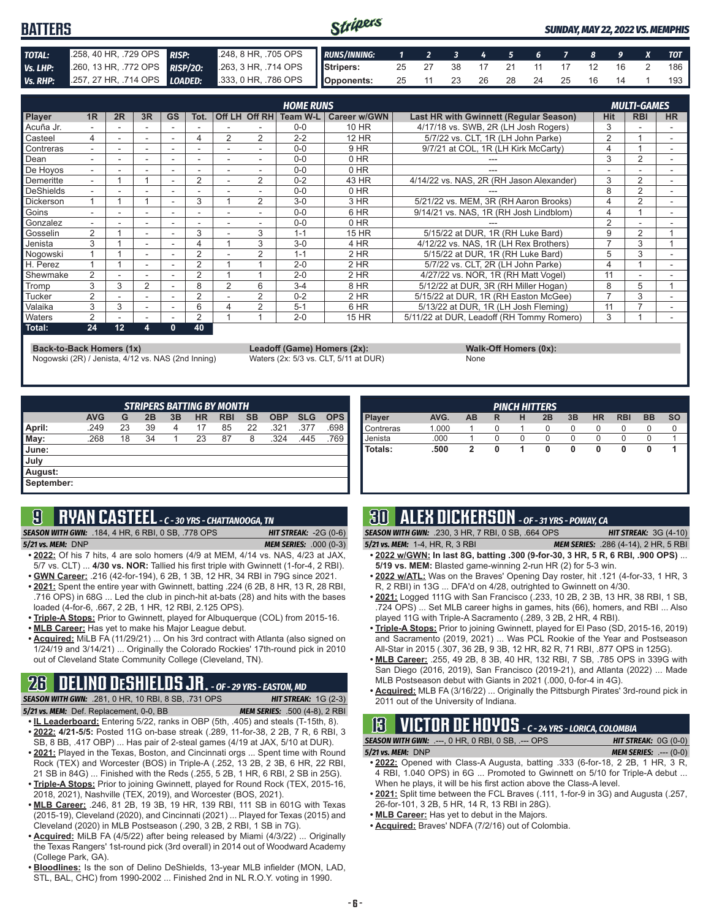# BATTERS

*SUNDAY, MAY 22, 2022 VS. MEMPHIS*

| | | | |
|---|---|---|---|
| **TOTAL:** | .258, 40 HR, .729 OPS | **RISP:** | .248, 8 HR, .705 OPS |
| **Vs. LHP:** | .260, 13 HR, .772 OPS | **RISP/2O:** | .263, 3 HR, .714 OPS |
| **Vs. RHP:** | .257, 27 HR, .714 OPS | **LOADED:** | .333, 0 HR, .786 OPS |

| RUNS/INNING: | 1 | 2 | 3 | 4 | 5 | 6 | 7 | 8 | 9 | X | TOT |
|---|---|---|---|---|---|---|---|---|---|---|---|
| Stripers: | 25 | 27 | 38 | 17 | 21 | 11 | 17 | 12 | 16 | 2 | 186 |
| Opponents: | 25 | 11 | 23 | 26 | 28 | 24 | 25 | 16 | 14 | 1 | 193 |

| Player | 1R | 2R | 3R | GS | Tot. | Off LH | Off RH | Team W-L | Career w/GWN | Last HR with Gwinnett (Regular Season) | Hit | RBI | HR |
|---|---|---|---|---|---|---|---|---|---|---|---|---|---|
| | | | | | | | | **HOME RUNS** | | | | **MULTI-GAMES** | |
| Acuña Jr. | - | - | - | - | - | - | - | 0-0 | 10 HR | 4/17/18 vs. SWB, 2R (LH Josh Rogers) | 3 | - | - |
| Casteel | 4 | - | - | - | 4 | 2 | 2 | 2-2 | 12 HR | 5/7/22 vs. CLT, 1R (LH John Parke) | 2 | 1 | - |
| Contreras | - | - | - | - | - | - | - | 0-0 | 9 HR | 9/7/21 at COL, 1R (LH Kirk McCarty) | 4 | 1 | - |
| Dean | - | - | - | - | - | - | - | 0-0 | 0 HR | --- | 3 | 2 | - |
| De Hoyos | - | - | - | - | - | - | - | 0-0 | 0 HR | --- | - | - | - |
| Demeritte | - | 1 | 1 | - | 2 | - | 2 | 0-2 | 43 HR | 4/14/22 vs. NAS, 2R (RH Jason Alexander) | 3 | 2 | - |
| DeShields | - | - | - | - | - | - | - | 0-0 | 0 HR | --- | 8 | 2 | - |
| Dickerson | 1 | 1 | 1 | - | 3 | 1 | 2 | 3-0 | 3 HR | 5/21/22 vs. MEM, 3R (RH Aaron Brooks) | 4 | 2 | - |
| Goins | - | - | - | - | - | - | - | 0-0 | 6 HR | 9/14/21 vs. NAS, 1R (RH Josh Lindblom) | 4 | 1 | - |
| Gonzalez | - | - | - | - | - | - | - | 0-0 | 0 HR | --- | 2 | - | - |
| Gosselin | 2 | 1 | - | - | 3 | - | 3 | 1-1 | 15 HR | 5/15/22 at DUR, 1R (RH Luke Bard) | 9 | 2 | 1 |
| Jenista | 3 | 1 | - | - | 4 | 1 | 3 | 3-0 | 4 HR | 4/12/22 vs. NAS, 1R (LH Rex Brothers) | 7 | 3 | 1 |
| Nogowski | 1 | 1 | - | - | 2 | - | 2 | 1-1 | 2 HR | 5/15/22 at DUR, 1R (RH Luke Bard) | 5 | 3 | - |
| H. Perez | 1 | 1 | - | - | 2 | 1 | 1 | 2-0 | 2 HR | 5/7/22 vs. CLT, 2R (LH John Parke) | 4 | 1 | - |
| Shewmake | 2 | - | - | - | 2 | 1 | 1 | 2-0 | 2 HR | 4/27/22 vs. NOR, 1R (RH Matt Vogel) | 11 | - | - |
| Tromp | 3 | 3 | 2 | - | 8 | 2 | 6 | 3-4 | 8 HR | 5/12/22 at DUR, 3R (RH Miller Hogan) | 8 | 5 | 1 |
| Tucker | 2 | - | - | - | 2 | - | 2 | 0-2 | 2 HR | 5/15/22 at DUR, 1R (RH Easton McGee) | 7 | 3 | - |
| Valaika | 3 | 3 | - | - | 6 | 4 | 2 | 5-1 | 6 HR | 5/13/22 at DUR, 1R (LH Josh Fleming) | 11 | 7 | - |
| Waters | 2 | - | - | - | 2 | 1 | 1 | 2-0 | 15 HR | 5/11/22 at DUR, Leadoff (RH Tommy Romero) | 3 | 1 | - |
| **Total:** | **24** | **12** | **4** | **0** | **40** | | | | | | | | |

**Back-to-Back Homers (1x)**
Nogowski (2R) / Jenista, 4/12 vs. NAS (2nd Inning)

**Leadoff (Game) Homers (2x):**
Waters (2x: 5/3 vs. CLT, 5/11 at DUR)

**Walk-Off Homers (0x):**
None

**STRIPERS BATTING BY MONTH**

| | AVG | G | 2B | 3B | HR | RBI | SB | OBP | SLG | OPS |
|---|---|---|---|---|---|---|---|---|---|---|
| April: | .249 | 23 | 39 | 4 | 17 | 85 | 22 | .321 | .377 | .698 |
| May: | .268 | 18 | 34 | 1 | 23 | 87 | 8 | .324 | .445 | .769 |
| June: | | | | | | | | | | |
| July | | | | | | | | | | |
| August: | | | | | | | | | | |
| September: | | | | | | | | | | |

**PINCH HITTERS**

| Player | AVG. | AB | R | H | 2B | 3B | HR | RBI | BB | SO |
|---|---|---|---|---|---|---|---|---|---|---|
| Contreras | 1.000 | 1 | 0 | 1 | 0 | 0 | 0 | 0 | 0 | 0 |
| Jenista | .000 | 1 | 0 | 0 | 0 | 0 | 0 | 0 | 0 | 1 |
| **Totals:** | **.500** | **2** | **0** | **1** | **0** | **0** | **0** | **0** | **0** | **1** |

## 9 RYAN CASTEEL - C - 30 YRS - CHATTANOOGA, TN

**SEASON WITH GWN:** .184, 4 HR, 6 RBI, 0 SB, .778 OPS — **HIT STREAK:** -2G (0-6)
**5/21 vs. MEM:** DNP — **MEM SERIES:** .000 (0-3)

- **2022:** Of his 7 hits, 4 are solo homers (4/9 at MEM, 4/14 vs. NAS, 4/23 at JAX, 5/7 vs. CLT) ... **4/30 vs. NOR:** Tallied his first triple with Gwinnett (1-for-4, 2 RBI).
- **GWN Career:** .216 (42-for-194), 6 2B, 1 3B, 12 HR, 34 RBI in 79G since 2021.
- **2021:** Spent the entire year with Gwinnett, batting .224 (6 2B, 8 HR, 13 R, 28 RBI, .716 OPS) in 68G ... Led the club in pinch-hit at-bats (28) and hits with the bases loaded (4-for-6, .667, 2 2B, 1 HR, 12 RBI, 2.125 OPS).
- **Triple-A Stops:** Prior to Gwinnett, played for Albuquerque (COL) from 2015-16.
- **MLB Career:** Has yet to make his Major League debut.
- **Acquired:** MiLB FA (11/29/21) ... On his 3rd contract with Atlanta (also signed on 1/24/19 and 3/14/21) ... Originally the Colorado Rockies' 17th-round pick in 2010 out of Cleveland State Community College (Cleveland, TN).

## 26 DELINO DESHIELDS JR. - OF - 29 YRS - EASTON, MD

**SEASON WITH GWN:** .281, 0 HR, 10 RBI, 8 SB, .731 OPS — **HIT STREAK:** 1G (2-3)
**5/21 vs. MEM:** Def. Replacement, 0-0, BB — **MEM SERIES:** .500 (4-8), 2 RBI

- **IL Leaderboard:** Entering 5/22, ranks in OBP (5th, .405) and steals (T-15th, 8).
- **2022:** **4/21-5/5:** Posted 11G on-base streak (.289, 11-for-38, 2 2B, 7 R, 6 RBI, 3 SB, 8 BB, .417 OBP) ... Has pair of 2-steal games (4/19 at JAX, 5/10 at DUR).
- **2021:** Played in the Texas, Boston, and Cincinnati orgs ... Spent time with Round Rock (TEX) and Worcester (BOS) in Triple-A (.252, 13 2B, 2 3B, 6 HR, 22 RBI, 21 SB in 84G) ... Finished with the Reds (.255, 5 2B, 1 HR, 6 RBI, 2 SB in 25G).
- **Triple-A Stops:** Prior to joining Gwinnett, played for Round Rock (TEX, 2015-16, 2018, 2021), Nashville (TEX, 2019), and Worcester (BOS, 2021).
- **MLB Career:** .246, 81 2B, 19 3B, 19 HR, 139 RBI, 111 SB in 601G with Texas (2015-19), Cleveland (2020), and Cincinnati (2021) ... Played for Texas (2015) and Cleveland (2020) in MLB Postseason (.290, 3 2B, 2 RBI, 1 SB in 7G).
- **Acquired:** MiLB FA (4/5/22) after being released by Miami (4/3/22) ... Originally the Texas Rangers' 1st-round pick (3rd overall) in 2014 out of Woodward Academy (College Park, GA).
- **Bloodlines:** Is the son of Delino DeShields, 13-year MLB infielder (MON, LAD, STL, BAL, CHC) from 1990-2002 ... Finished 2nd in NL R.O.Y. voting in 1990.

## 30 ALEX DICKERSON - OF - 31 YRS - POWAY, CA

**SEASON WITH GWN:** .230, 3 HR, 7 RBI, 0 SB, .664 OPS — **HIT STREAK:** 3G (4-10)
**5/21 vs. MEM:** 1-4, HR, R, 3 RBI — **MEM SERIES:** .286 (4-14), 2 HR, 5 RBI

- **2022 w/GWN:** **In last 8G, batting .300 (9-for-30, 3 HR, 5 R, 6 RBI, .900 OPS)** ... **5/19 vs. MEM:** Blasted game-winning 2-run HR (2) for 5-3 win.
- **2022 w/ATL:** Was on the Braves' Opening Day roster, hit .121 (4-for-33, 1 HR, 3 R, 2 RBI) in 13G ... DFA'd on 4/28, outrighted to Gwinnett on 4/30.
- **2021:** Logged 111G with San Francisco (.233, 10 2B, 2 3B, 13 HR, 38 RBI, 1 SB, .724 OPS) ... Set MLB career highs in games, hits (66), homers, and RBI ... Also played 11G with Triple-A Sacramento (.289, 3 2B, 2 HR, 4 RBI).
- **Triple-A Stops:** Prior to joining Gwinnett, played for El Paso (SD, 2015-16, 2019) and Sacramento (2019, 2021) ... Was PCL Rookie of the Year and Postseason All-Star in 2015 (.307, 36 2B, 9 3B, 12 HR, 82 R, 71 RBI, .877 OPS in 125G).
- **MLB Career:** .255, 49 2B, 8 3B, 40 HR, 132 RBI, 7 SB, .785 OPS in 339G with San Diego (2016, 2019), San Francisco (2019-21), and Atlanta (2022) ... Made MLB Postseason debut with Giants in 2021 (.000, 0-for-4 in 4G).
- **Acquired:** MLB FA (3/16/22) ... Originally the Pittsburgh Pirates' 3rd-round pick in 2011 out of the University of Indiana.

## 13 VICTOR DE HOYOS - C - 24 YRS - LORICA, COLOMBIA

**SEASON WITH GWN:** .---, 0 HR, 0 RBI, 0 SB, .--- OPS — **HIT STREAK:** 0G (0-0)
**5/21 vs. MEM:** DNP — **MEM SERIES:** .--- (0-0)

- **2022:** Opened with Class-A Augusta, batting .333 (6-for-18, 2 2B, 1 HR, 3 R, 4 RBI, 1.040 OPS) in 6G ... Promoted to Gwinnett on 5/10 for Triple-A debut ... When he plays, it will be his first action above the Class-A level.
- **2021:** Split time between the FCL Braves (.111, 1-for-9 in 3G) and Augusta (.257, 26-for-101, 3 2B, 5 HR, 14 R, 13 RBI in 28G).
- **MLB Career:** Has yet to debut in the Majors.
- **Acquired:** Braves' NDFA (7/2/16) out of Colombia.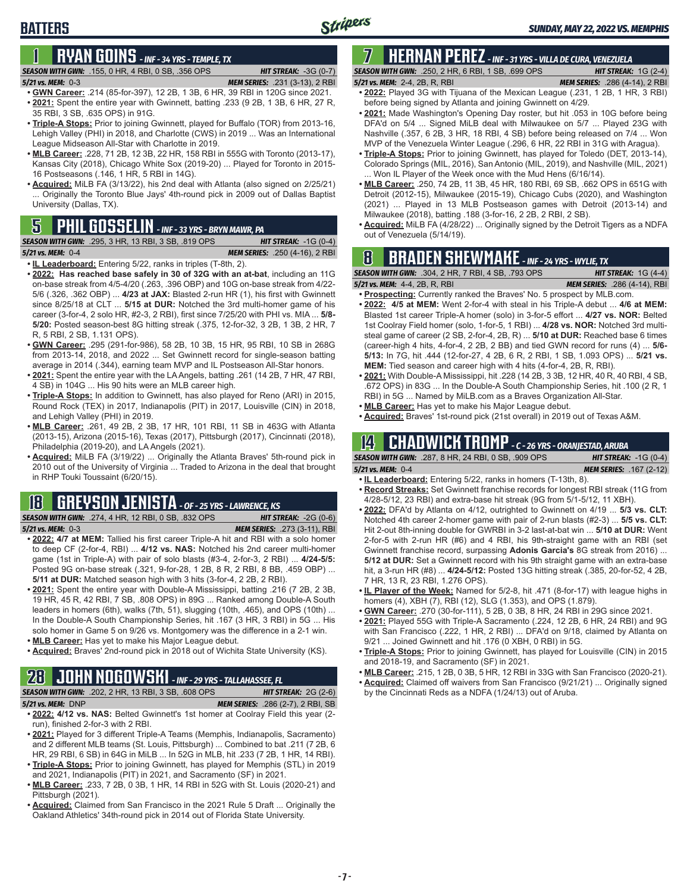# BATTERS

SUNDAY, MAY 22, 2022 VS. MEMPHIS

## 1 RYAN GOINS - INF - 34 YRS - TEMPLE, TX

**SEASON WITH GWN:** .155, 0 HR, 4 RBI, 0 SB, .356 OPS | **HIT STREAK:** -3G (0-7)

**5/21 vs. MEM:** 0-3 | **MEM SERIES:** .231 (3-13), 2 RBI

- **GWN Career:** .214 (85-for-397), 12 2B, 1 3B, 6 HR, 39 RBI in 120G since 2021.
- **2021:** Spent the entire year with Gwinnett, batting .233 (9 2B, 1 3B, 6 HR, 27 R, 35 RBI, 3 SB, .635 OPS) in 91G.
- **Triple-A Stops:** Prior to joining Gwinnett, played for Buffalo (TOR) from 2013-16, Lehigh Valley (PHI) in 2018, and Charlotte (CWS) in 2019 ... Was an International League Midseason All-Star with Charlotte in 2019.
- **MLB Career:** .228, 71 2B, 12 3B, 22 HR, 158 RBI in 555G with Toronto (2013-17), Kansas City (2018), Chicago White Sox (2019-20) ... Played for Toronto in 2015-16 Postseasons (.146, 1 HR, 5 RBI in 14G).
- **Acquired:** MiLB FA (3/13/22), his 2nd deal with Atlanta (also signed on 2/25/21) ... Originally the Toronto Blue Jays' 4th-round pick in 2009 out of Dallas Baptist University (Dallas, TX).

## 5 PHIL GOSSELIN - INF - 33 YRS - BRYN MAWR, PA

**SEASON WITH GWN:** .295, 3 HR, 13 RBI, 3 SB, .819 OPS | **HIT STREAK:** -1G (0-4)

**5/21 vs. MEM:** 0-4 | **MEM SERIES:** .250 (4-16), 2 RBI

- **IL Leaderboard:** Entering 5/22, ranks in triples (T-8th, 2).
- **2022: Has reached base safely in 30 of 32G with an at-bat**, including an 11G on-base streak from 4/5-4/20 (.263, .396 OBP) and 10G on-base streak from 4/22-5/6 (.326, .362 OBP) ... **4/23 at JAX:** Blasted 2-run HR (1), his first with Gwinnett since 8/25/18 at CLT ... **5/15 at DUR:** Notched the 3rd multi-homer game of his career (3-for-4, 2 solo HR, #2-3, 2 RBI), first since 7/25/20 with PHI vs. MIA ... **5/8-5/20:** Posted season-best 8G hitting streak (.375, 12-for-32, 3 2B, 1 3B, 2 HR, 7 R, 5 RBI, 2 SB, 1.131 OPS).
- **GWN Career:** .295 (291-for-986), 58 2B, 10 3B, 15 HR, 95 RBI, 10 SB in 268G from 2013-14, 2018, and 2022 ... Set Gwinnett record for single-season batting average in 2014 (.344), earning team MVP and IL Postseason All-Star honors.
- **2021:** Spent the entire year with the LA Angels, batting .261 (14 2B, 7 HR, 47 RBI, 4 SB) in 104G ... His 90 hits were an MLB career high.
- **Triple-A Stops:** In addition to Gwinnett, has also played for Reno (ARI) in 2015, Round Rock (TEX) in 2017, Indianapolis (PIT) in 2017, Louisville (CIN) in 2018, and Lehigh Valley (PHI) in 2019.
- **MLB Career:** .261, 49 2B, 2 3B, 17 HR, 101 RBI, 11 SB in 463G with Atlanta (2013-15), Arizona (2015-16), Texas (2017), Pittsburgh (2017), Cincinnati (2018), Philadelphia (2019-20), and LA Angels (2021).
- **Acquired:** MiLB FA (3/19/22) ... Originally the Atlanta Braves' 5th-round pick in 2010 out of the University of Virginia ... Traded to Arizona in the deal that brought in RHP Touki Toussaint (6/20/15).

## 18 GREYSON JENISTA - OF - 25 YRS - LAWRENCE, KS

**SEASON WITH GWN:** .274, 4 HR, 12 RBI, 0 SB, .832 OPS | **HIT STREAK:** -2G (0-6)

**5/21 vs. MEM:** 0-3 | **MEM SERIES:** .273 (3-11), RBI

- **2022: 4/7 at MEM:** Tallied his first career Triple-A hit and RBI with a solo homer to deep CF (2-for-4, RBI) ... **4/12 vs. NAS:** Notched his 2nd career multi-homer game (1st in Triple-A) with pair of solo blasts (#3-4, 2-for-3, 2 RBI) ... **4/24-5/5:** Posted 9G on-base streak (.321, 9-for-28, 1 2B, 8 R, 2 RBI, 8 BB, .459 OBP) ... **5/11 at DUR:** Matched season high with 3 hits (3-for-4, 2 2B, 2 RBI).
- **2021:** Spent the entire year with Double-A Mississippi, batting .216 (7 2B, 2 3B, 19 HR, 45 R, 42 RBI, 7 SB, .808 OPS) in 89G ... Ranked among Double-A South leaders in homers (6th), walks (7th, 51), slugging (10th, .465), and OPS (10th) ... In the Double-A South Championship Series, hit .167 (3 HR, 3 RBI) in 5G ... His solo homer in Game 5 on 9/26 vs. Montgomery was the difference in a 2-1 win.
- **MLB Career:** Has yet to make his Major League debut.
- **Acquired:** Braves' 2nd-round pick in 2018 out of Wichita State University (KS).

## 28 JOHN NOGOWSKI - INF - 29 YRS - TALLAHASSEE, FL

**SEASON WITH GWN:** .202, 2 HR, 13 RBI, 3 SB, .608 OPS | **HIT STREAK:** 2G (2-6)

**5/21 vs. MEM:** DNP | **MEM SERIES:** .286 (2-7), 2 RBI, SB

- **2022: 4/12 vs. NAS:** Belted Gwinnett's 1st homer at Coolray Field this year (2-run), finished 2-for-3 with 2 RBI.
- **2021:** Played for 3 different Triple-A Teams (Memphis, Indianapolis, Sacramento) and 2 different MLB teams (St. Louis, Pittsburgh) ... Combined to bat .211 (7 2B, 6 HR, 29 RBI, 6 SB) in 64G in MiLB ... In 52G in MLB, hit .233 (7 2B, 1 HR, 14 RBI).
- **Triple-A Stops:** Prior to joining Gwinnett, has played for Memphis (STL) in 2019 and 2021, Indianapolis (PIT) in 2021, and Sacramento (SF) in 2021.
- **MLB Career:** .233, 7 2B, 0 3B, 1 HR, 14 RBI in 52G with St. Louis (2020-21) and Pittsburgh (2021).
- **Acquired:** Claimed from San Francisco in the 2021 Rule 5 Draft ... Originally the Oakland Athletics' 34th-round pick in 2014 out of Florida State University.

## 7 HERNAN PEREZ - INF - 31 YRS - VILLA DE CURA, VENEZUELA

**SEASON WITH GWN:** .250, 2 HR, 6 RBI, 1 SB, .699 OPS | **HIT STREAK:** 1G (2-4)

**5/21 vs. MEM:** 2-4, 2B, R, RBI | **MEM SERIES:** .286 (4-14), 2 RBI

- **2022:** Played 3G with Tijuana of the Mexican League (.231, 1 2B, 1 HR, 3 RBI) before being signed by Atlanta and joining Gwinnett on 4/29.
- **2021:** Made Washington's Opening Day roster, but hit .053 in 10G before being DFA'd on 5/4 ... Signed MiLB deal with Milwaukee on 5/7 ... Played 23G with Nashville (.357, 6 2B, 3 HR, 18 RBI, 4 SB) before being released on 7/4 ... Won MVP of the Venezuela Winter League (.296, 6 HR, 22 RBI in 31G with Aragua).
- **Triple-A Stops:** Prior to joining Gwinnett, has played for Toledo (DET, 2013-14), Colorado Springs (MIL, 2016), San Antonio (MIL, 2019), and Nashville (MIL, 2021) ... Won IL Player of the Week once with the Mud Hens (6/16/14).
- **MLB Career:** .250, 74 2B, 11 3B, 45 HR, 180 RBI, 69 SB, .662 OPS in 651G with Detroit (2012-15), Milwaukee (2015-19), Chicago Cubs (2020), and Washington (2021) ... Played in 13 MLB Postseason games with Detroit (2013-14) and Milwaukee (2018), batting .188 (3-for-16, 2 2B, 2 RBI, 2 SB).
- **Acquired:** MiLB FA (4/28/22) ... Originally signed by the Detroit Tigers as a NDFA out of Venezuela (5/14/19).

## 8 BRADEN SHEWMAKE - INF - 24 YRS - WYLIE, TX

**SEASON WITH GWN:** .304, 2 HR, 7 RBI, 4 SB, .793 OPS | **HIT STREAK:** 1G (4-4)

**5/21 vs. MEM:** 4-4, 2B, R, RBI | **MEM SERIES:** .286 (4-14), RBI

- **Prospecting:** Currently ranked the Braves' No. 5 prospect by MLB.com.
- **2022: 4/5 at MEM:** Went 2-for-4 with steal in his Triple-A debut ... **4/6 at MEM:** Blasted 1st career Triple-A homer (solo) in 3-for-5 effort ... **4/27 vs. NOR:** Belted 1st Coolray Field homer (solo, 1-for-5, 1 RBI) ... **4/28 vs. NOR:** Notched 3rd multi-steal game of career (2 SB, 2-for-4, 2B, R) ... **5/10 at DUR:** Reached base 6 times (career-high 4 hits, 4-for-4, 2 2B, 2 BB) and tied GWN record for runs (4) ... **5/6-5/13:** In 7G, hit .444 (12-for-27, 4 2B, 6 R, 2 RBI, 1 SB, 1.093 OPS) ... **5/21 vs. MEM:** Tied season and career high with 4 hits (4-for-4, 2B, R, RBI).
- **2021:** With Double-A Mississippi, hit .228 (14 2B, 3 3B, 12 HR, 40 R, 40 RBI, 4 SB, .672 OPS) in 83G ... In the Double-A South Championship Series, hit .100 (2 R, 1 RBI) in 5G ... Named by MiLB.com as a Braves Organization All-Star.
- **MLB Career:** Has yet to make his Major League debut.
- **Acquired:** Braves' 1st-round pick (21st overall) in 2019 out of Texas A&M.

## 14 CHADWICK TROMP - C - 26 YRS - ORANJESTAD, ARUBA

**SEASON WITH GWN:** .287, 8 HR, 24 RBI, 0 SB, .909 OPS | **HIT STREAK:** -1G (0-4)

**5/21 vs. MEM:** 0-4 | **MEM SERIES:** .167 (2-12)

- **IL Leaderboard:** Entering 5/22, ranks in homers (T-13th, 8).
- **Record Streaks:** Set Gwinnett franchise records for longest RBI streak (11G from 4/28-5/12, 23 RBI) and extra-base hit streak (9G from 5/1-5/12, 11 XBH).
- **2022:** DFA'd by Atlanta on 4/12, outrighted to Gwinnett on 4/19 ... **5/3 vs. CLT:** Notched 4th career 2-homer game with pair of 2-run blasts (#2-3) ... **5/5 vs. CLT:** Hit 2-out 8th-inning double for GWRBI in 3-2 last-at-bat win ... **5/10 at DUR:** Went 2-for-5 with 2-run HR (#6) and 4 RBI, his 9th-straight game with an RBI (set Gwinnett franchise record, surpassing **Adonis Garcia's** 8G streak from 2016) ... **5/12 at DUR:** Set a Gwinnett record with his 9th straight game with an extra-base hit, a 3-run HR (#8) ... **4/24-5/12:** Posted 13G hitting streak (.385, 20-for-52, 4 2B, 7 HR, 13 R, 23 RBI, 1.276 OPS).
- **IL Player of the Week:** Named for 5/2-8, hit .471 (8-for-17) with league highs in homers (4), XBH (7), RBI (12), SLG (1.353), and OPS (1.879).
- **GWN Career:** .270 (30-for-111), 5 2B, 0 3B, 8 HR, 24 RBI in 29G since 2021.
- **2021:** Played 55G with Triple-A Sacramento (.224, 12 2B, 6 HR, 24 RBI) and 9G with San Francisco (.222, 1 HR, 2 RBI) ... DFA'd on 9/18, claimed by Atlanta on 9/21 ... Joined Gwinnett and hit .176 (0 XBH, 0 RBI) in 5G.
- **Triple-A Stops:** Prior to joining Gwinnett, has played for Louisville (CIN) in 2015 and 2018-19, and Sacramento (SF) in 2021.
- **MLB Career:** .215, 1 2B, 0 3B, 5 HR, 12 RBI in 33G with San Francisco (2020-21).
- **Acquired:** Claimed off waivers from San Francisco (9/21/21) ... Originally signed by the Cincinnati Reds as a NDFA (1/24/13) out of Aruba.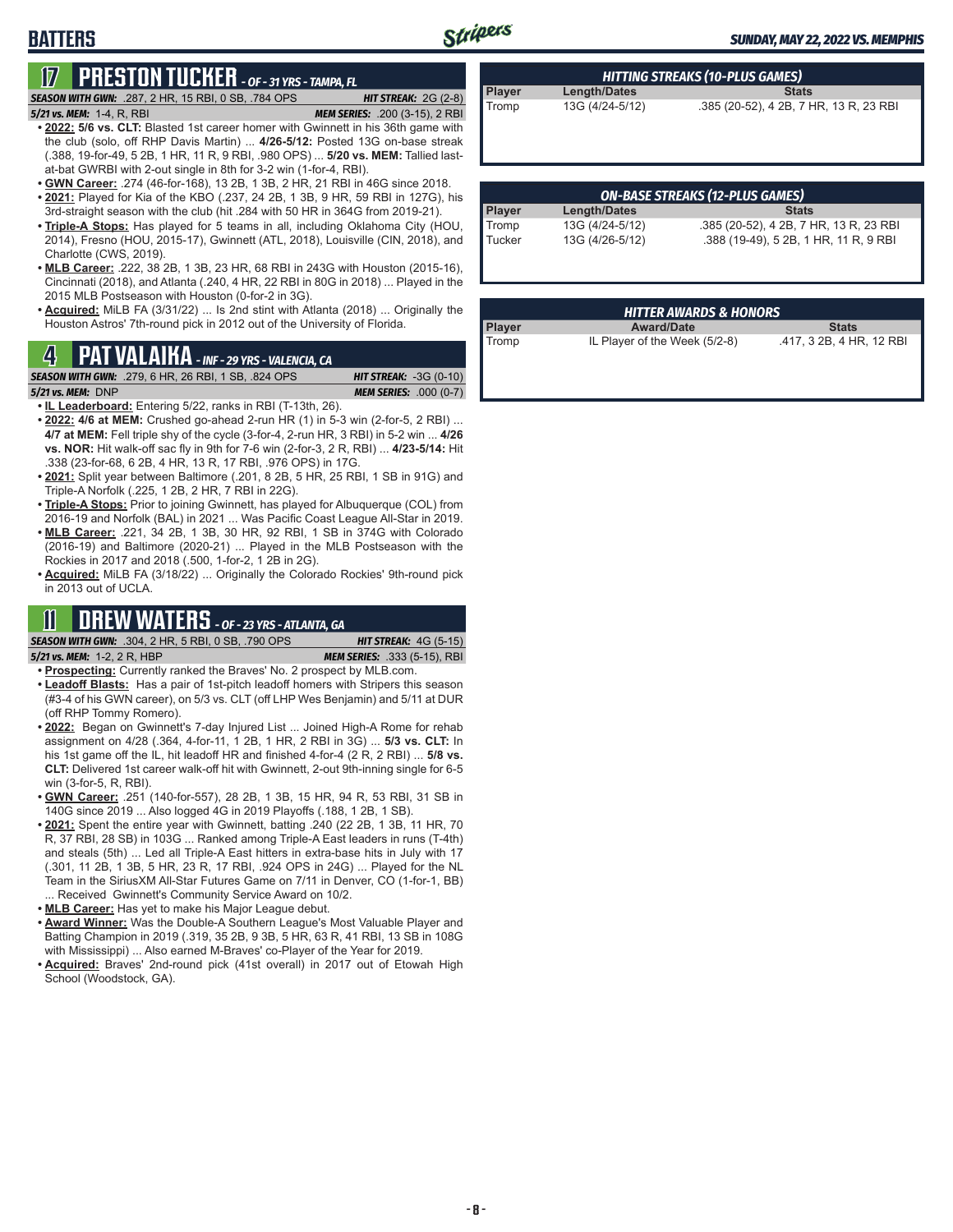# BATTERS

**SUNDAY, MAY 22, 2022 VS. MEMPHIS**

## 17 PRESTON TUCKER - OF - 31 YRS - TAMPA, FL

***SEASON WITH GWN:*** .287, 2 HR, 15 RBI, 0 SB, .784 OPS — ***HIT STREAK:*** 2G (2-8)

***5/21 vs. MEM:*** 1-4, R, RBI — ***MEM SERIES:*** .200 (3-15), 2 RBI

- **2022: 5/6 vs. CLT:** Blasted 1st career homer with Gwinnett in his 36th game with the club (solo, off RHP Davis Martin) ... **4/26-5/12:** Posted 13G on-base streak (.388, 19-for-49, 5 2B, 1 HR, 11 R, 9 RBI, .980 OPS) ... **5/20 vs. MEM:** Tallied last-at-bat GWRBI with 2-out single in 8th for 3-2 win (1-for-4, RBI).
- **GWN Career:** .274 (46-for-168), 13 2B, 1 3B, 2 HR, 21 RBI in 46G since 2018.
- **2021:** Played for Kia of the KBO (.237, 24 2B, 1 3B, 9 HR, 59 RBI in 127G), his 3rd-straight season with the club (hit .284 with 50 HR in 364G from 2019-21).
- **Triple-A Stops:** Has played for 5 teams in all, including Oklahoma City (HOU, 2014), Fresno (HOU, 2015-17), Gwinnett (ATL, 2018), Louisville (CIN, 2018), and Charlotte (CWS, 2019).
- **MLB Career:** .222, 38 2B, 1 3B, 23 HR, 68 RBI in 243G with Houston (2015-16), Cincinnati (2018), and Atlanta (.240, 4 HR, 22 RBI in 80G in 2018) ... Played in the 2015 MLB Postseason with Houston (0-for-2 in 3G).
- **Acquired:** MiLB FA (3/31/22) ... Is 2nd stint with Atlanta (2018) ... Originally the Houston Astros' 7th-round pick in 2012 out of the University of Florida.

## 4 PAT VALAIKA - INF - 29 YRS - VALENCIA, CA

***SEASON WITH GWN:*** .279, 6 HR, 26 RBI, 1 SB, .824 OPS — ***HIT STREAK:*** -3G (0-10)

***5/21 vs. MEM:*** DNP — ***MEM SERIES:*** .000 (0-7)

- **IL Leaderboard:** Entering 5/22, ranks in RBI (T-13th, 26).
- **2022: 4/6 at MEM:** Crushed go-ahead 2-run HR (1) in 5-3 win (2-for-5, 2 RBI) ... **4/7 at MEM:** Fell triple shy of the cycle (3-for-4, 2-run HR, 3 RBI) in 5-2 win ... **4/26 vs. NOR:** Hit walk-off sac fly in 9th for 7-6 win (2-for-3, 2 R, RBI) ... **4/23-5/14:** Hit .338 (23-for-68, 6 2B, 4 HR, 13 R, 17 RBI, .976 OPS) in 17G.
- **2021:** Split year between Baltimore (.201, 8 2B, 5 HR, 25 RBI, 1 SB in 91G) and Triple-A Norfolk (.225, 1 2B, 2 HR, 7 RBI in 22G).
- **Triple-A Stops:** Prior to joining Gwinnett, has played for Albuquerque (COL) from 2016-19 and Norfolk (BAL) in 2021 ... Was Pacific Coast League All-Star in 2019.
- **MLB Career:** .221, 34 2B, 1 3B, 30 HR, 92 RBI, 1 SB in 374G with Colorado (2016-19) and Baltimore (2020-21) ... Played in the MLB Postseason with the Rockies in 2017 and 2018 (.500, 1-for-2, 1 2B in 2G).
- **Acquired:** MiLB FA (3/18/22) ... Originally the Colorado Rockies' 9th-round pick in 2013 out of UCLA.

## 11 DREW WATERS - OF - 23 YRS - ATLANTA, GA

***SEASON WITH GWN:*** .304, 2 HR, 5 RBI, 0 SB, .790 OPS — ***HIT STREAK:*** 4G (5-15)

***5/21 vs. MEM:*** 1-2, 2 R, HBP — ***MEM SERIES:*** .333 (5-15), RBI

- **Prospecting:** Currently ranked the Braves' No. 2 prospect by MLB.com.
- **Leadoff Blasts:** Has a pair of 1st-pitch leadoff homers with Stripers this season (#3-4 of his GWN career), on 5/3 vs. CLT (off LHP Wes Benjamin) and 5/11 at DUR (off RHP Tommy Romero).
- **2022:** Began on Gwinnett's 7-day Injured List ... Joined High-A Rome for rehab assignment on 4/28 (.364, 4-for-11, 1 2B, 1 HR, 2 RBI in 3G) ... **5/3 vs. CLT:** In his 1st game off the IL, hit leadoff HR and finished 4-for-4 (2 R, 2 RBI) ... **5/8 vs. CLT:** Delivered 1st career walk-off hit with Gwinnett, 2-out 9th-inning single for 6-5 win (3-for-5, R, RBI).
- **GWN Career:** .251 (140-for-557), 28 2B, 1 3B, 15 HR, 94 R, 53 RBI, 31 SB in 140G since 2019 ... Also logged 4G in 2019 Playoffs (.188, 1 2B, 1 SB).
- **2021:** Spent the entire year with Gwinnett, batting .240 (22 2B, 1 3B, 11 HR, 70 R, 37 RBI, 28 SB) in 103G ... Ranked among Triple-A East leaders in runs (T-4th) and steals (5th) ... Led all Triple-A East hitters in extra-base hits in July with 17 (.301, 11 2B, 1 3B, 5 HR, 23 R, 17 RBI, .924 OPS in 24G) ... Played for the NL Team in the SiriusXM All-Star Futures Game on 7/11 in Denver, CO (1-for-1, BB) ... Received Gwinnett's Community Service Award on 10/2.
- **MLB Career:** Has yet to make his Major League debut.
- **Award Winner:** Was the Double-A Southern League's Most Valuable Player and Batting Champion in 2019 (.319, 35 2B, 9 3B, 5 HR, 63 R, 41 RBI, 13 SB in 108G with Mississippi) ... Also earned M-Braves' co-Player of the Year for 2019.
- **Acquired:** Braves' 2nd-round pick (41st overall) in 2017 out of Etowah High School (Woodstock, GA).

### HITTING STREAKS (10-PLUS GAMES)

| Player | Length/Dates | Stats |
|---|---|---|
| Tromp | 13G (4/24-5/12) | .385 (20-52), 4 2B, 7 HR, 13 R, 23 RBI |

### ON-BASE STREAKS (12-PLUS GAMES)

| Player | Length/Dates | Stats |
|---|---|---|
| Tromp | 13G (4/24-5/12) | .385 (20-52), 4 2B, 7 HR, 13 R, 23 RBI |
| Tucker | 13G (4/26-5/12) | .388 (19-49), 5 2B, 1 HR, 11 R, 9 RBI |

### HITTER AWARDS & HONORS

| Player | Award/Date | Stats |
|---|---|---|
| Tromp | IL Player of the Week (5/2-8) | .417, 3 2B, 4 HR, 12 RBI |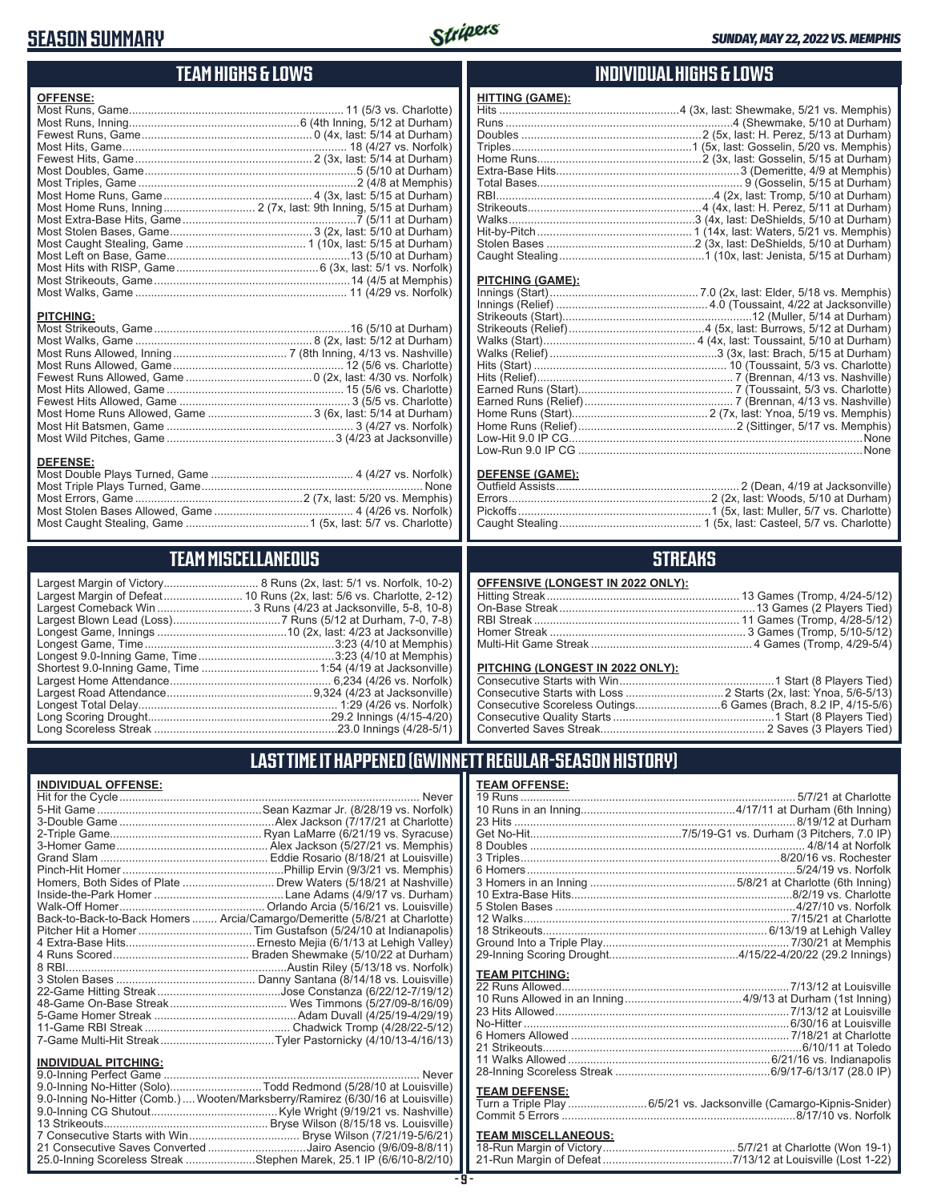# SEASON SUMMARY

SUNDAY, MAY 22, 2022 VS. MEMPHIS

## TEAM HIGHS & LOWS

**OFFENSE:**

| | |
|---|---|
| Most Runs, Game | 11 (5/3 vs. Charlotte) |
| Most Runs, Inning | 6 (4th Inning, 5/12 at Durham) |
| Fewest Runs, Game | 0 (4x, last: 5/14 at Durham) |
| Most Hits, Game | 18 (4/27 vs. Norfolk) |
| Fewest Hits, Game | 2 (3x, last: 5/14 at Durham) |
| Most Doubles, Game | 5 (5/10 at Durham) |
| Most Triples, Game | 2 (4/8 at Memphis) |
| Most Home Runs, Game | 4 (3x, last: 5/15 at Durham) |
| Most Home Runs, Inning | 2 (7x, last: 9th Inning, 5/15 at Durham) |
| Most Extra-Base Hits, Game | 7 (5/11 at Durham) |
| Most Stolen Bases, Game | 3 (2x, last: 5/10 at Durham) |
| Most Caught Stealing, Game | 1 (10x, last: 5/15 at Durham) |
| Most Left on Base, Game | 13 (5/10 at Durham) |
| Most Hits with RISP, Game | 6 (3x, last: 5/1 vs. Norfolk) |
| Most Strikeouts, Game | 14 (4/5 at Memphis) |
| Most Walks, Game | 11 (4/29 vs. Norfolk) |

**PITCHING:**

| | |
|---|---|
| Most Strikeouts, Game | 16 (5/10 at Durham) |
| Most Walks, Game | 8 (2x, last: 5/12 at Durham) |
| Most Runs Allowed, Inning | 7 (8th Inning, 4/13 vs. Nashville) |
| Most Runs Allowed, Game | 12 (5/6 vs. Charlotte) |
| Fewest Runs Allowed, Game | 0 (2x, last: 4/30 vs. Norfolk) |
| Most Hits Allowed, Game | 15 (5/6 vs. Charlotte) |
| Fewest Hits Allowed, Game | 3 (5/5 vs. Charlotte) |
| Most Home Runs Allowed, Game | 3 (6x, last: 5/14 at Durham) |
| Most Hit Batsmen, Game | 3 (4/27 vs. Norfolk) |
| Most Wild Pitches, Game | 3 (4/23 at Jacksonville) |

**DEFENSE:**

| | |
|---|---|
| Most Double Plays Turned, Game | 4 (4/27 vs. Norfolk) |
| Most Triple Plays Turned, Game | None |
| Most Errors, Game | 2 (7x, last: 5/20 vs. Memphis) |
| Most Stolen Bases Allowed, Game | 4 (4/26 vs. Norfolk) |
| Most Caught Stealing, Game | 1 (5x, last: 5/7 vs. Charlotte) |

## INDIVIDUAL HIGHS & LOWS

**HITTING (GAME):**

| | |
|---|---|
| Hits | 4 (3x, last: Shewmake, 5/21 vs. Memphis) |
| Runs | 4 (Shewmake, 5/10 at Durham) |
| Doubles | 2 (5x, last: H. Perez, 5/13 at Durham) |
| Triples | 1 (5x, last: Gosselin, 5/20 vs. Memphis) |
| Home Runs | 2 (3x, last: Gosselin, 5/15 at Durham) |
| Extra-Base Hits | 3 (Demeritte, 4/9 at Memphis) |
| Total Bases | 9 (Gosselin, 5/15 at Durham) |
| RBI | 4 (2x, last: Tromp, 5/10 at Durham) |
| Strikeouts | 4 (4x, last: H. Perez, 5/11 at Durham) |
| Walks | 3 (4x, last: DeShields, 5/10 at Durham) |
| Hit-by-Pitch | 1 (14x, last: Waters, 5/21 vs. Memphis) |
| Stolen Bases | 2 (3x, last: DeShields, 5/10 at Durham) |
| Caught Stealing | 1 (10x, last: Jenista, 5/15 at Durham) |

**PITCHING (GAME):**

| | |
|---|---|
| Innings (Start) | 7.0 (2x, last: Elder, 5/18 vs. Memphis) |
| Innings (Relief) | 4.0 (Toussaint, 4/22 at Jacksonville) |
| Strikeouts (Start) | 12 (Muller, 5/14 at Durham) |
| Strikeouts (Relief) | 4 (5x, last: Burrows, 5/12 at Durham) |
| Walks (Start) | 4 (4x, last: Toussaint, 5/10 at Durham) |
| Walks (Relief) | 3 (3x, last: Brach, 5/15 at Durham) |
| Hits (Start) | 10 (Toussaint, 5/3 vs. Charlotte) |
| Hits (Relief) | 7 (Brennan, 4/13 vs. Nashville) |
| Earned Runs (Start) | 7 (Toussaint, 5/3 vs. Charlotte) |
| Earned Runs (Relief) | 7 (Brennan, 4/13 vs. Nashville) |
| Home Runs (Start) | 2 (7x, last: Ynoa, 5/19 vs. Memphis) |
| Home Runs (Relief) | 2 (Sittinger, 5/17 vs. Memphis) |
| Low-Hit 9.0 IP CG | None |
| Low-Run 9.0 IP CG | None |

**DEFENSE (GAME):**

| | |
|---|---|
| Outfield Assists | 2 (Dean, 4/19 at Jacksonville) |
| Errors | 2 (2x, last: Woods, 5/10 at Durham) |
| Pickoffs | 1 (5x, last: Muller, 5/7 vs. Charlotte) |
| Caught Stealing | 1 (5x, last: Casteel, 5/7 vs. Charlotte) |

## TEAM MISCELLANEOUS

| | |
|---|---|
| Largest Margin of Victory | 8 Runs (2x, last: 5/1 vs. Norfolk, 10-2) |
| Largest Margin of Defeat | 10 Runs (2x, last: 5/6 vs. Charlotte, 2-12) |
| Largest Comeback Win | 3 Runs (4/23 at Jacksonville, 5-8, 10-8) |
| Largest Blown Lead (Loss) | 7 Runs (5/12 at Durham, 7-0, 7-8) |
| Longest Game, Innings | 10 (2x, last: 4/23 at Jacksonville) |
| Longest Game, Time | 3:23 (4/10 at Memphis) |
| Longest 9.0-Inning Game, Time | 3:23 (4/10 at Memphis) |
| Shortest 9.0-Inning Game, Time | 1:54 (4/19 at Jacksonville) |
| Largest Home Attendance | 6,234 (4/26 vs. Norfolk) |
| Largest Road Attendance | 9,324 (4/23 at Jacksonville) |
| Longest Total Delay | 1:29 (4/26 vs. Norfolk) |
| Long Scoring Drought | 29.2 Innings (4/15-4/20) |
| Long Scoreless Streak | 23.0 Innings (4/28-5/1) |

## STREAKS

**OFFENSIVE (LONGEST IN 2022 ONLY):**

| | |
|---|---|
| Hitting Streak | 13 Games (Tromp, 4/24-5/12) |
| On-Base Streak | 13 Games (2 Players Tied) |
| RBI Streak | 11 Games (Tromp, 4/28-5/12) |
| Homer Streak | 3 Games (Tromp, 5/10-5/12) |
| Multi-Hit Game Streak | 4 Games (Tromp, 4/29-5/4) |

**PITCHING (LONGEST IN 2022 ONLY):**

| | |
|---|---|
| Consecutive Starts with Win | 1 Start (8 Players Tied) |
| Consecutive Starts with Loss | 2 Starts (2x, last: Ynoa, 5/6-5/13) |
| Consecutive Scoreless Outings | 6 Games (Brach, 8.2 IP, 4/15-5/6) |
| Consecutive Quality Starts | 1 Start (8 Players Tied) |
| Converted Saves Streak | 2 Saves (3 Players Tied) |

## LAST TIME IT HAPPENED (GWINNETT REGULAR-SEASON HISTORY)

**INDIVIDUAL OFFENSE:**

| | |
|---|---|
| Hit for the Cycle | Never |
| 5-Hit Game | Sean Kazmar Jr. (8/28/19 vs. Norfolk) |
| 3-Double Game | Alex Jackson (7/17/21 at Charlotte) |
| 2-Triple Game | Ryan LaMarre (6/21/19 vs. Syracuse) |
| 3-Homer Game | Alex Jackson (5/27/21 vs. Memphis) |
| Grand Slam | Eddie Rosario (8/18/21 at Louisville) |
| Pinch-Hit Homer | Phillip Ervin (9/3/21 vs. Memphis) |
| Homers, Both Sides of Plate | Drew Waters (5/18/21 at Nashville) |
| Inside-the-Park Homer | Lane Adams (4/9/17 vs. Durham) |
| Walk-Off Homer | Orlando Arcia (5/16/21 vs. Louisville) |
| Back-to-Back-to-Back Homers | Arcia/Camargo/Demeritte (5/8/21 at Charlotte) |
| Pitcher Hit a Homer | Tim Gustafson (5/24/10 at Indianapolis) |
| 4 Extra-Base Hits | Ernesto Mejia (6/1/13 at Lehigh Valley) |
| 4 Runs Scored | Braden Shewmake (5/10/22 at Durham) |
| 8 RBI | Austin Riley (5/13/18 vs. Norfolk) |
| 3 Stolen Bases | Danny Santana (8/14/18 vs. Louisville) |
| 22-Game Hitting Streak | Jose Constanza (6/22/12-7/19/12) |
| 48-Game On-Base Streak | Wes Timmons (5/27/09-8/16/09) |
| 5-Game Homer Streak | Adam Duvall (4/25/19-4/29/19) |
| 11-Game RBI Streak | Chadwick Tromp (4/28/22-5/12) |
| 7-Game Multi-Hit Streak | Tyler Pastornicky (4/10/13-4/16/13) |

**INDIVIDUAL PITCHING:**

| | |
|---|---|
| 9.0-Inning Perfect Game | Never |
| 9.0-Inning No-Hitter (Solo) | Todd Redmond (5/28/10 at Louisville) |
| 9.0-Inning No-Hitter (Comb.) | Wooten/Marksberry/Ramirez (6/30/16 at Louisville) |
| 9.0-Inning CG Shutout | Kyle Wright (9/19/21 vs. Nashville) |
| 13 Strikeouts | Bryse Wilson (8/15/18 vs. Louisville) |
| 7 Consecutive Starts with Win | Bryse Wilson (7/21/19-5/6/21) |
| 21 Consecutive Saves Converted | Jairo Asencio (9/6/09-8/8/11) |
| 25.0-Inning Scoreless Streak | Stephen Marek, 25.1 IP (6/6/10-8/2/10) |

**TEAM OFFENSE:**

| | |
|---|---|
| 19 Runs | 5/7/21 at Charlotte |
| 10 Runs in an Inning | 4/17/11 at Durham (6th Inning) |
| 23 Hits | 8/19/12 at Durham |
| Get No-Hit | 7/5/19-G1 vs. Durham (3 Pitchers, 7.0 IP) |
| 8 Doubles | 4/8/14 at Norfolk |
| 3 Triples | 8/20/16 vs. Rochester |
| 6 Homers | 5/24/19 vs. Norfolk |
| 3 Homers in an Inning | 5/8/21 at Charlotte (6th Inning) |
| 10 Extra-Base Hits | 8/2/19 vs. Charlotte |
| 5 Stolen Bases | 4/27/10 vs. Norfolk |
| 12 Walks | 7/15/21 at Charlotte |
| 18 Strikeouts | 6/13/19 at Lehigh Valley |
| Ground Into a Triple Play | 7/30/21 at Memphis |
| 29-Inning Scoring Drought | 4/15/22-4/20/22 (29.2 Innings) |

**TEAM PITCHING:**

| | |
|---|---|
| 22 Runs Allowed | 7/13/12 at Louisville |
| 10 Runs Allowed in an Inning | 4/9/13 at Durham (1st Inning) |
| 23 Hits Allowed | 7/13/12 at Louisville |
| No-Hitter | 6/30/16 at Louisville |
| 6 Homers Allowed | 7/18/21 at Charlotte |
| 21 Strikeouts | 6/10/11 at Toledo |
| 11 Walks Allowed | 6/21/16 vs. Indianapolis |
| 28-Inning Scoreless Streak | 6/9/17-6/13/17 (28.0 IP) |

**TEAM DEFENSE:**

| | |
|---|---|
| Turn a Triple Play | 6/5/21 vs. Jacksonville (Camargo-Kipnis-Snider) |
| Commit 5 Errors | 8/17/10 vs. Norfolk |

**TEAM MISCELLANEOUS:**

| | |
|---|---|
| 18-Run Margin of Victory | 5/7/21 at Charlotte (Won 19-1) |
| 21-Run Margin of Defeat | 7/13/12 at Louisville (Lost 1-22) |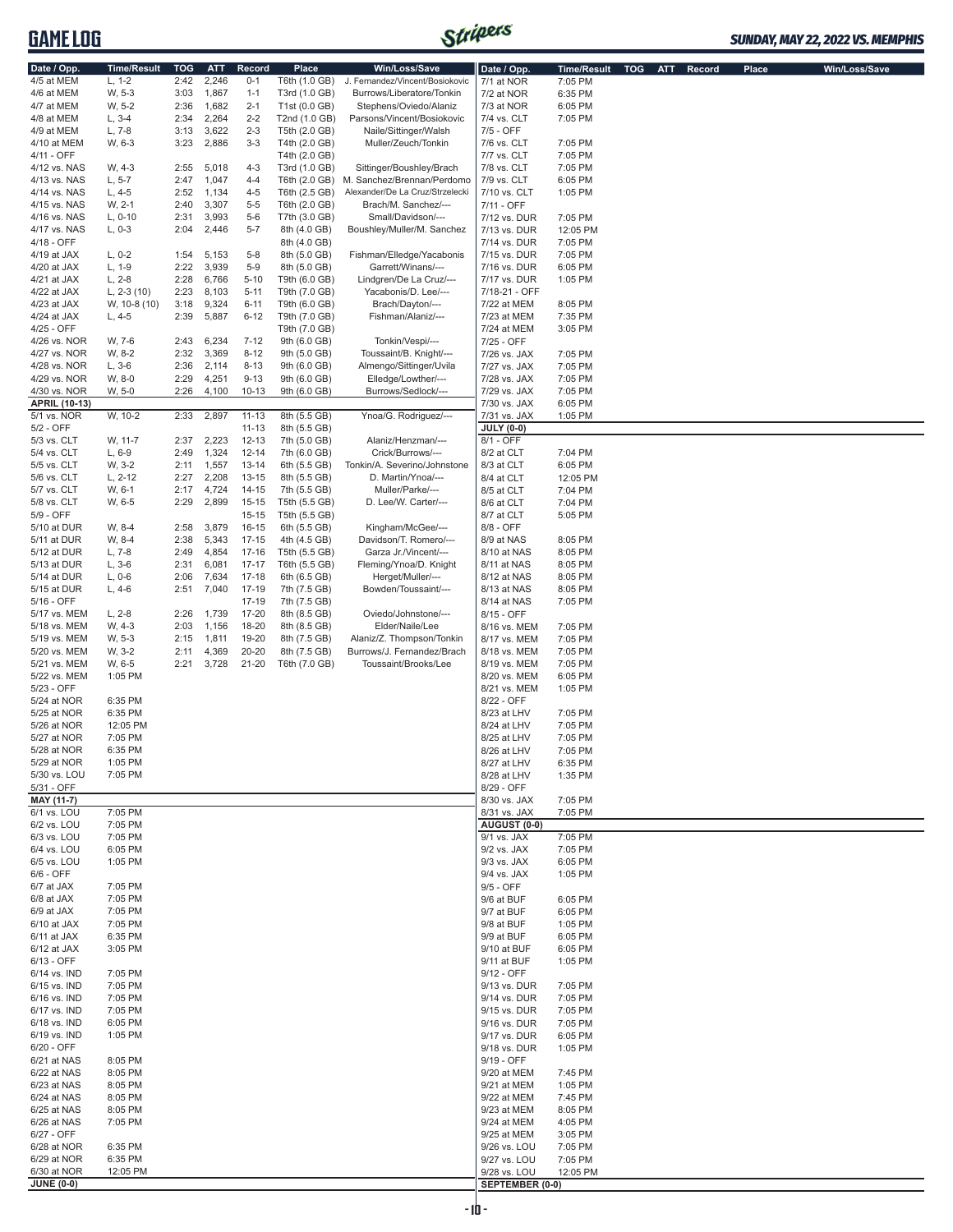# GAME LOG

**SUNDAY, MAY 22, 2022 VS. MEMPHIS**

| Date / Opp. | Time/Result | TOG | ATT | Record | Place | Win/Loss/Save |
|---|---|---|---|---|---|---|
| 4/5 at MEM | L, 1-2 | 2:42 | 2,246 | 0-1 | T6th (1.0 GB) | J. Fernandez/Vincent/Bosiokovic |
| 4/6 at MEM | W, 5-3 | 3:03 | 1,867 | 1-1 | T3rd (1.0 GB) | Burrows/Liberatore/Tonkin |
| 4/7 at MEM | W, 5-2 | 2:36 | 1,682 | 2-1 | T1st (0.0 GB) | Stephens/Oviedo/Alaniz |
| 4/8 at MEM | L, 3-4 | 2:34 | 2,264 | 2-2 | T2nd (1.0 GB) | Parsons/Vincent/Bosiokovic |
| 4/9 at MEM | L, 7-8 | 3:13 | 3,622 | 2-3 | T5th (2.0 GB) | Naile/Sittinger/Walsh |
| 4/10 at MEM | W, 6-3 | 3:23 | 2,886 | 3-3 | T4th (2.0 GB) | Muller/Zeuch/Tonkin |
| 4/11 - OFF | | | | | T4th (2.0 GB) | |
| 4/12 vs. NAS | W, 4-3 | 2:55 | 5,018 | 4-3 | T3rd (1.0 GB) | Sittinger/Boushley/Brach |
| 4/13 vs. NAS | L, 5-7 | 2:47 | 1,047 | 4-4 | T6th (2.0 GB) | M. Sanchez/Brennan/Perdomo |
| 4/14 vs. NAS | L, 4-5 | 2:52 | 1,134 | 4-5 | T6th (2.5 GB) | Alexander/De La Cruz/Strzelecki |
| 4/15 vs. NAS | W, 2-1 | 2:40 | 3,307 | 5-5 | T6th (2.0 GB) | Brach/M. Sanchez/--- |
| 4/16 vs. NAS | L, 0-10 | 2:31 | 3,993 | 5-6 | T7th (3.0 GB) | Small/Davidson/--- |
| 4/17 vs. NAS | L, 0-3 | 2:04 | 2,446 | 5-7 | 8th (4.0 GB) | Boushley/Muller/M. Sanchez |
| 4/18 - OFF | | | | | 8th (4.0 GB) | |
| 4/19 at JAX | L, 0-2 | 1:54 | 5,153 | 5-8 | 8th (5.0 GB) | Fishman/Elledge/Yacabonis |
| 4/20 at JAX | L, 1-9 | 2:22 | 3,939 | 5-9 | 8th (5.0 GB) | Garrett/Winans/--- |
| 4/21 at JAX | L, 2-8 | 2:28 | 6,766 | 5-10 | T9th (6.0 GB) | Lindgren/De La Cruz/--- |
| 4/22 at JAX | L, 2-3 (10) | 2:23 | 8,103 | 5-11 | T9th (7.0 GB) | Yacabonis/D. Lee/--- |
| 4/23 at JAX | W, 10-8 (10) | 3:18 | 9,324 | 6-11 | T9th (6.0 GB) | Brach/Dayton/--- |
| 4/24 at JAX | L, 4-5 | 2:39 | 5,887 | 6-12 | T9th (7.0 GB) | Fishman/Alaniz/--- |
| 4/25 - OFF | | | | | T9th (7.0 GB) | |
| 4/26 vs. NOR | W, 7-6 | 2:43 | 6,234 | 7-12 | 9th (6.0 GB) | Tonkin/Vespi/--- |
| 4/27 vs. NOR | W, 8-2 | 2:32 | 3,369 | 8-12 | 9th (5.0 GB) | Toussaint/B. Knight/--- |
| 4/28 vs. NOR | L, 3-6 | 2:36 | 2,114 | 8-13 | 9th (6.0 GB) | Almengo/Sittinger/Uvila |
| 4/29 vs. NOR | W, 8-0 | 2:29 | 4,251 | 9-13 | 9th (6.0 GB) | Elledge/Lowther/--- |
| 4/30 vs. NOR | W, 5-0 | 2:26 | 4,100 | 10-13 | 9th (6.0 GB) | Burrows/Sedlock/--- |
| **APRIL (10-13)** | | | | | | |
| 5/1 vs. NOR | W, 10-2 | 2:33 | 2,897 | 11-13 | 8th (5.5 GB) | Ynoa/G. Rodriguez/--- |
| 5/2 - OFF | | | | 11-13 | 8th (5.5 GB) | |
| 5/3 vs. CLT | W, 11-7 | 2:37 | 2,223 | 12-13 | 7th (5.0 GB) | Alaniz/Henzman/--- |
| 5/4 vs. CLT | L, 6-9 | 2:49 | 1,324 | 12-14 | 7th (6.0 GB) | Crick/Burrows/--- |
| 5/5 vs. CLT | W, 3-2 | 2:11 | 1,557 | 13-14 | 6th (5.5 GB) | Tonkin/A. Severino/Johnstone |
| 5/6 vs. CLT | L, 2-12 | 2:27 | 2,208 | 13-15 | 8th (5.5 GB) | D. Martin/Ynoa/--- |
| 5/7 vs. CLT | W, 6-1 | 2:17 | 4,724 | 14-15 | 7th (5.5 GB) | Muller/Parke/--- |
| 5/8 vs. CLT | W, 6-5 | 2:29 | 2,899 | 15-15 | T5th (5.5 GB) | D. Lee/W. Carter/--- |
| 5/9 - OFF | | | | 15-15 | T5th (5.5 GB) | |
| 5/10 at DUR | W, 8-4 | 2:58 | 3,879 | 16-15 | 6th (5.5 GB) | Kingham/McGee/--- |
| 5/11 at DUR | W, 8-4 | 2:38 | 5,343 | 17-15 | 4th (4.5 GB) | Davidson/T. Romero/--- |
| 5/12 at DUR | L, 7-8 | 2:49 | 4,854 | 17-16 | T5th (5.5 GB) | Garza Jr./Vincent/--- |
| 5/13 at DUR | L, 3-6 | 2:31 | 6,081 | 17-17 | T6th (5.5 GB) | Fleming/Ynoa/D. Knight |
| 5/14 at DUR | L, 0-6 | 2:06 | 7,634 | 17-18 | 6th (6.5 GB) | Herget/Muller/--- |
| 5/15 at DUR | L, 4-6 | 2:51 | 7,040 | 17-19 | 7th (7.5 GB) | Bowden/Toussaint/--- |
| 5/16 - OFF | | | | 17-19 | 7th (7.5 GB) | |
| 5/17 vs. MEM | L, 2-8 | 2:26 | 1,739 | 17-20 | 8th (8.5 GB) | Oviedo/Johnstone/--- |
| 5/18 vs. MEM | W, 4-3 | 2:03 | 1,156 | 18-20 | 8th (8.5 GB) | Elder/Naile/Lee |
| 5/19 vs. MEM | W, 5-3 | 2:15 | 1,811 | 19-20 | 8th (7.5 GB) | Alaniz/Z. Thompson/Tonkin |
| 5/20 vs. MEM | W, 3-2 | 2:11 | 4,369 | 20-20 | 8th (7.5 GB) | Burrows/J. Fernandez/Brach |
| 5/21 vs. MEM | W, 6-5 | 2:21 | 3,728 | 21-20 | T6th (7.0 GB) | Toussaint/Brooks/Lee |
| 5/22 vs. MEM | 1:05 PM | | | | | |
| 5/23 - OFF | | | | | | |
| 5/24 at NOR | 6:35 PM | | | | | |
| 5/25 at NOR | 6:35 PM | | | | | |
| 5/26 at NOR | 12:05 PM | | | | | |
| 5/27 at NOR | 7:05 PM | | | | | |
| 5/28 at NOR | 6:35 PM | | | | | |
| 5/29 at NOR | 1:05 PM | | | | | |
| 5/30 vs. LOU | 7:05 PM | | | | | |
| 5/31 - OFF | | | | | | |
| **MAY (11-7)** | | | | | | |
| 6/1 vs. LOU | 7:05 PM | | | | | |
| 6/2 vs. LOU | 7:05 PM | | | | | |
| 6/3 vs. LOU | 7:05 PM | | | | | |
| 6/4 vs. LOU | 6:05 PM | | | | | |
| 6/5 vs. LOU | 1:05 PM | | | | | |
| 6/6 - OFF | | | | | | |
| 6/7 at JAX | 7:05 PM | | | | | |
| 6/8 at JAX | 7:05 PM | | | | | |
| 6/9 at JAX | 7:05 PM | | | | | |
| 6/10 at JAX | 7:05 PM | | | | | |
| 6/11 at JAX | 6:35 PM | | | | | |
| 6/12 at JAX | 3:05 PM | | | | | |
| 6/13 - OFF | | | | | | |
| 6/14 vs. IND | 7:05 PM | | | | | |
| 6/15 vs. IND | 7:05 PM | | | | | |
| 6/16 vs. IND | 7:05 PM | | | | | |
| 6/17 vs. IND | 7:05 PM | | | | | |
| 6/18 vs. IND | 6:05 PM | | | | | |
| 6/19 vs. IND | 1:05 PM | | | | | |
| 6/20 - OFF | | | | | | |
| 6/21 at NAS | 8:05 PM | | | | | |
| 6/22 at NAS | 8:05 PM | | | | | |
| 6/23 at NAS | 8:05 PM | | | | | |
| 6/24 at NAS | 8:05 PM | | | | | |
| 6/25 at NAS | 8:05 PM | | | | | |
| 6/26 at NAS | 7:05 PM | | | | | |
| 6/27 - OFF | | | | | | |
| 6/28 at NOR | 6:35 PM | | | | | |
| 6/29 at NOR | 6:35 PM | | | | | |
| 6/30 at NOR | 12:05 PM | | | | | |
| **JUNE (0-0)** | | | | | | |

| Date / Opp. | Time/Result | TOG | ATT | Record | Place | Win/Loss/Save |
|---|---|---|---|---|---|---|
| 7/1 at NOR | 7:05 PM | | | | | |
| 7/2 at NOR | 6:35 PM | | | | | |
| 7/3 at NOR | 6:05 PM | | | | | |
| 7/4 vs. CLT | 7:05 PM | | | | | |
| 7/5 - OFF | | | | | | |
| 7/6 vs. CLT | 7:05 PM | | | | | |
| 7/7 vs. CLT | 7:05 PM | | | | | |
| 7/8 vs. CLT | 7:05 PM | | | | | |
| 7/9 vs. CLT | 6:05 PM | | | | | |
| 7/10 vs. CLT | 1:05 PM | | | | | |
| 7/11 - OFF | | | | | | |
| 7/12 vs. DUR | 7:05 PM | | | | | |
| 7/13 vs. DUR | 12:05 PM | | | | | |
| 7/14 vs. DUR | 7:05 PM | | | | | |
| 7/15 vs. DUR | 7:05 PM | | | | | |
| 7/16 vs. DUR | 6:05 PM | | | | | |
| 7/17 vs. DUR | 1:05 PM | | | | | |
| 7/18-21 - OFF | | | | | | |
| 7/22 at MEM | 8:05 PM | | | | | |
| 7/23 at MEM | 7:35 PM | | | | | |
| 7/24 at MEM | 3:05 PM | | | | | |
| 7/25 - OFF | | | | | | |
| 7/26 vs. JAX | 7:05 PM | | | | | |
| 7/27 vs. JAX | 7:05 PM | | | | | |
| 7/28 vs. JAX | 7:05 PM | | | | | |
| 7/29 vs. JAX | 7:05 PM | | | | | |
| 7/30 vs. JAX | 6:05 PM | | | | | |
| 7/31 vs. JAX | 1:05 PM | | | | | |
| **JULY (0-0)** | | | | | | |
| 8/1 - OFF | | | | | | |
| 8/2 at CLT | 7:04 PM | | | | | |
| 8/3 at CLT | 6:05 PM | | | | | |
| 8/4 at CLT | 12:05 PM | | | | | |
| 8/5 at CLT | 7:04 PM | | | | | |
| 8/6 at CLT | 7:04 PM | | | | | |
| 8/7 at CLT | 5:05 PM | | | | | |
| 8/8 - OFF | | | | | | |
| 8/9 at NAS | 8:05 PM | | | | | |
| 8/10 at NAS | 8:05 PM | | | | | |
| 8/11 at NAS | 8:05 PM | | | | | |
| 8/12 at NAS | 8:05 PM | | | | | |
| 8/13 at NAS | 8:05 PM | | | | | |
| 8/14 at NAS | 7:05 PM | | | | | |
| 8/15 - OFF | | | | | | |
| 8/16 vs. MEM | 7:05 PM | | | | | |
| 8/17 vs. MEM | 7:05 PM | | | | | |
| 8/18 vs. MEM | 7:05 PM | | | | | |
| 8/19 vs. MEM | 7:05 PM | | | | | |
| 8/20 vs. MEM | 6:05 PM | | | | | |
| 8/21 vs. MEM | 1:05 PM | | | | | |
| 8/22 - OFF | | | | | | |
| 8/23 at LHV | 7:05 PM | | | | | |
| 8/24 at LHV | 7:05 PM | | | | | |
| 8/25 at LHV | 7:05 PM | | | | | |
| 8/26 at LHV | 7:05 PM | | | | | |
| 8/27 at LHV | 6:35 PM | | | | | |
| 8/28 at LHV | 1:35 PM | | | | | |
| 8/29 - OFF | | | | | | |
| 8/30 vs. JAX | 7:05 PM | | | | | |
| 8/31 vs. JAX | 7:05 PM | | | | | |
| **AUGUST (0-0)** | | | | | | |
| 9/1 vs. JAX | 7:05 PM | | | | | |
| 9/2 vs. JAX | 7:05 PM | | | | | |
| 9/3 vs. JAX | 6:05 PM | | | | | |
| 9/4 vs. JAX | 1:05 PM | | | | | |
| 9/5 - OFF | | | | | | |
| 9/6 at BUF | 6:05 PM | | | | | |
| 9/7 at BUF | 6:05 PM | | | | | |
| 9/8 at BUF | 1:05 PM | | | | | |
| 9/9 at BUF | 6:05 PM | | | | | |
| 9/10 at BUF | 6:05 PM | | | | | |
| 9/11 at BUF | 1:05 PM | | | | | |
| 9/12 - OFF | | | | | | |
| 9/13 vs. DUR | 7:05 PM | | | | | |
| 9/14 vs. DUR | 7:05 PM | | | | | |
| 9/15 vs. DUR | 7:05 PM | | | | | |
| 9/16 vs. DUR | 7:05 PM | | | | | |
| 9/17 vs. DUR | 6:05 PM | | | | | |
| 9/18 vs. DUR | 1:05 PM | | | | | |
| 9/19 - OFF | | | | | | |
| 9/20 at MEM | 7:45 PM | | | | | |
| 9/21 at MEM | 1:05 PM | | | | | |
| 9/22 at MEM | 7:45 PM | | | | | |
| 9/23 at MEM | 8:05 PM | | | | | |
| 9/24 at MEM | 4:05 PM | | | | | |
| 9/25 at MEM | 3:05 PM | | | | | |
| 9/26 vs. LOU | 7:05 PM | | | | | |
| 9/27 vs. LOU | 7:05 PM | | | | | |
| 9/28 vs. LOU | 12:05 PM | | | | | |
| **SEPTEMBER (0-0)** | | | | | | |